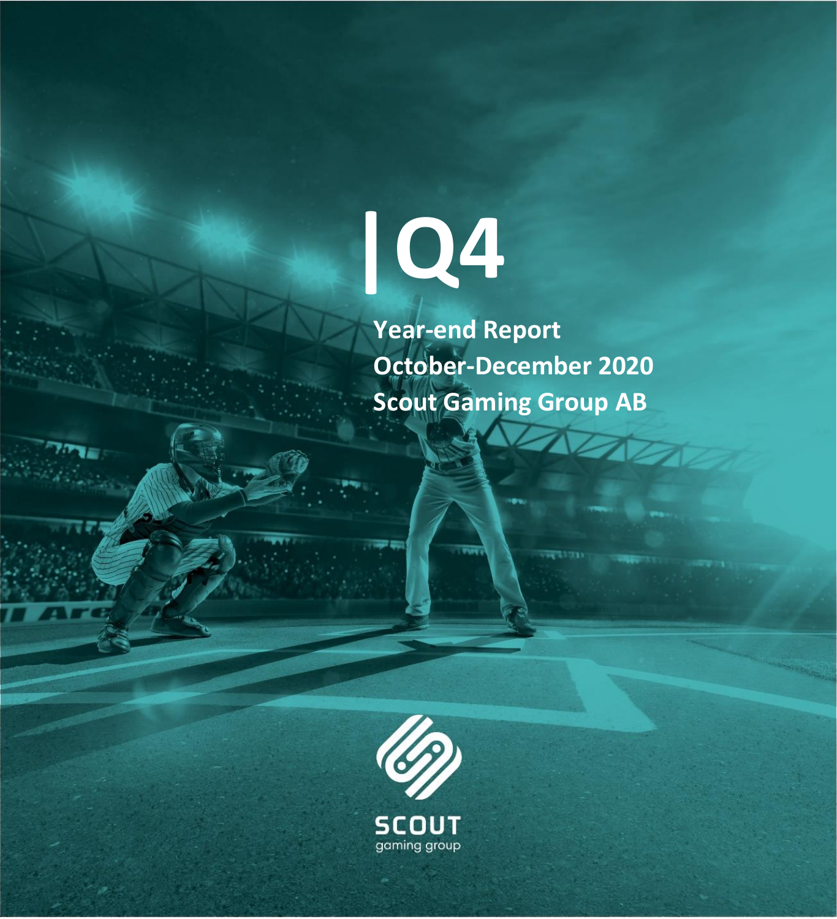# Q4

**Year-end Report**
**October-December 2020**
**Scout Gaming Group AB**

SCOUT
gaming group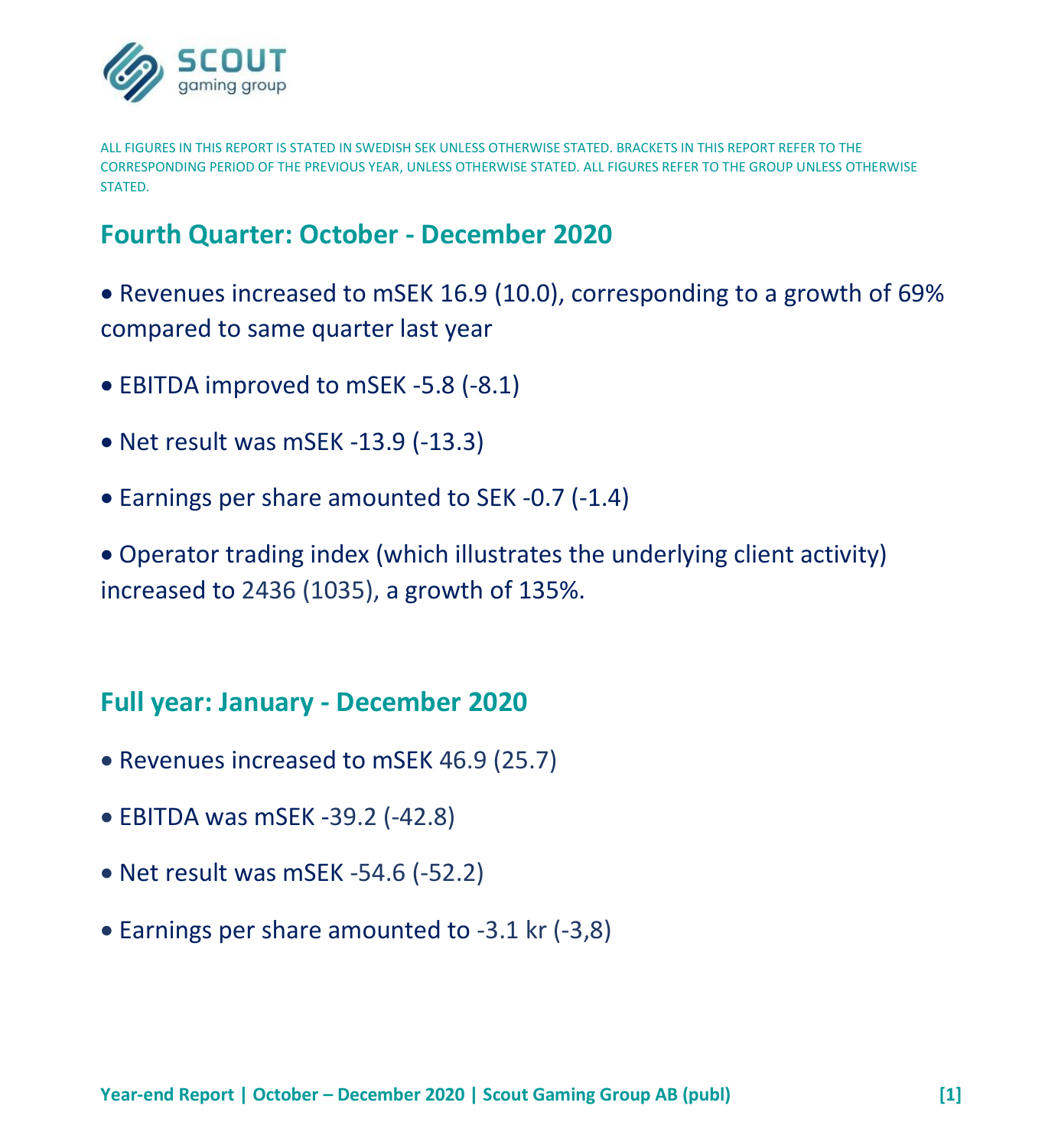ALL FIGURES IN THIS REPORT IS STATED IN SWEDISH SEK UNLESS OTHERWISE STATED. BRACKETS IN THIS REPORT REFER TO THE CORRESPONDING PERIOD OF THE PREVIOUS YEAR, UNLESS OTHERWISE STATED. ALL FIGURES REFER TO THE GROUP UNLESS OTHERWISE STATED.

## Fourth Quarter: October - December 2020

- Revenues increased to mSEK 16.9 (10.0), corresponding to a growth of 69% compared to same quarter last year
- EBITDA improved to mSEK -5.8 (-8.1)
- Net result was mSEK -13.9 (-13.3)
- Earnings per share amounted to SEK -0.7 (-1.4)
- Operator trading index (which illustrates the underlying client activity) increased to 2436 (1035), a growth of 135%.

## Full year: January - December 2020

- Revenues increased to mSEK 46.9 (25.7)
- EBITDA was mSEK -39.2 (-42.8)
- Net result was mSEK -54.6 (-52.2)
- Earnings per share amounted to -3.1 kr (-3,8)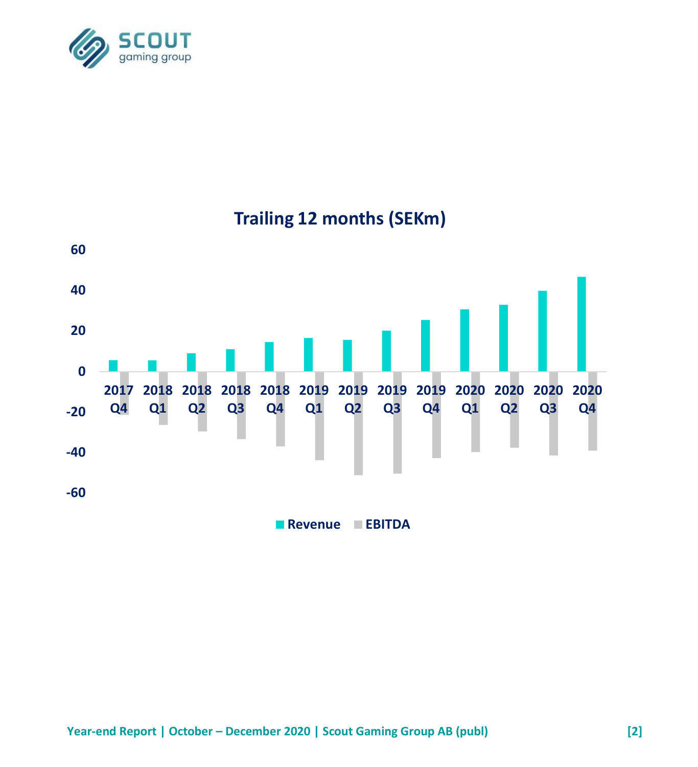**Trailing 12 months (SEKm)**

Revenue | EBITDA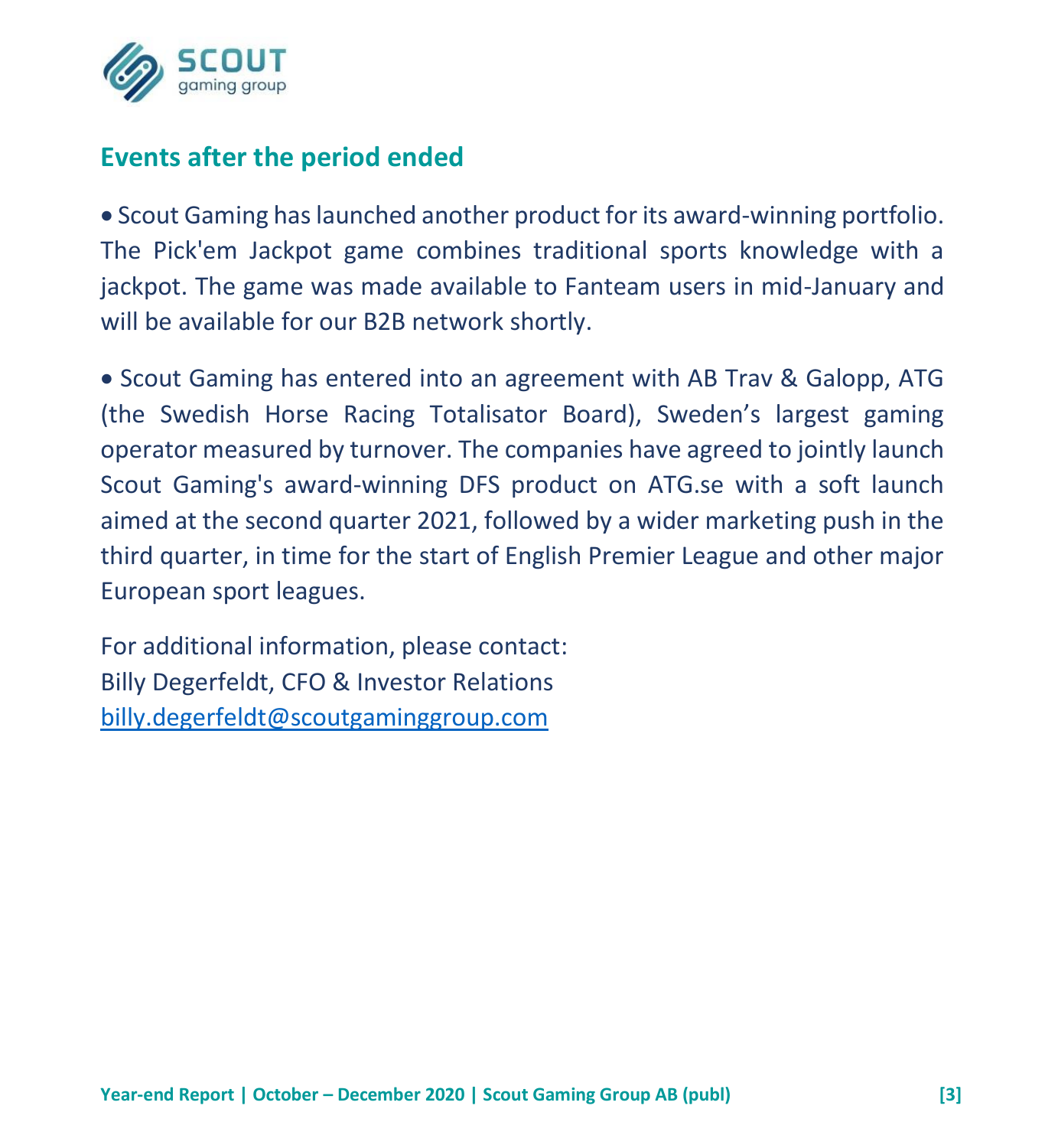## Events after the period ended

- Scout Gaming has launched another product for its award-winning portfolio. The Pick'em Jackpot game combines traditional sports knowledge with a jackpot. The game was made available to Fanteam users in mid-January and will be available for our B2B network shortly.

- Scout Gaming has entered into an agreement with AB Trav & Galopp, ATG (the Swedish Horse Racing Totalisator Board), Sweden's largest gaming operator measured by turnover. The companies have agreed to jointly launch Scout Gaming's award-winning DFS product on ATG.se with a soft launch aimed at the second quarter 2021, followed by a wider marketing push in the third quarter, in time for the start of English Premier League and other major European sport leagues.

For additional information, please contact:
Billy Degerfeldt, CFO & Investor Relations
billy.degerfeldt@scoutgaminggroup.com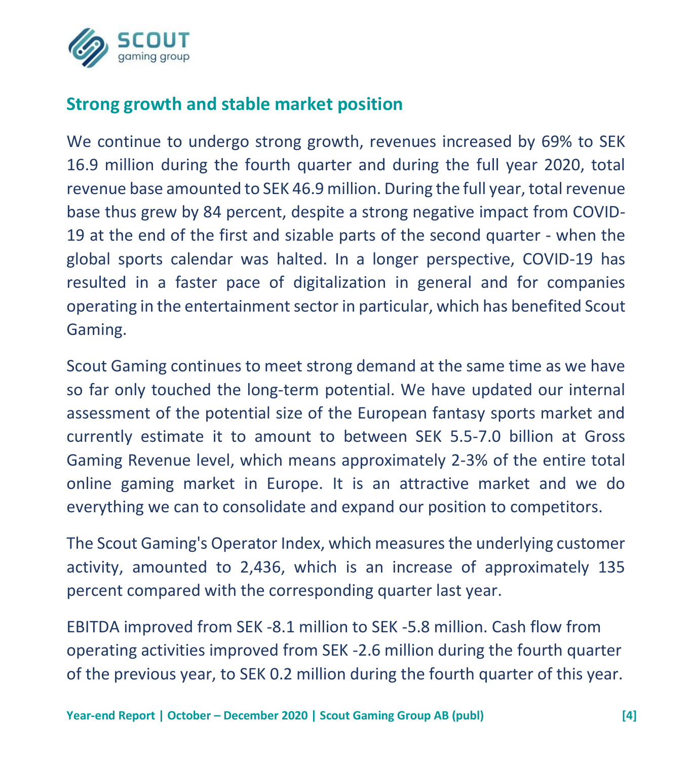## Strong growth and stable market position

We continue to undergo strong growth, revenues increased by 69% to SEK 16.9 million during the fourth quarter and during the full year 2020, total revenue base amounted to SEK 46.9 million. During the full year, total revenue base thus grew by 84 percent, despite a strong negative impact from COVID-19 at the end of the first and sizable parts of the second quarter - when the global sports calendar was halted. In a longer perspective, COVID-19 has resulted in a faster pace of digitalization in general and for companies operating in the entertainment sector in particular, which has benefited Scout Gaming.

Scout Gaming continues to meet strong demand at the same time as we have so far only touched the long-term potential. We have updated our internal assessment of the potential size of the European fantasy sports market and currently estimate it to amount to between SEK 5.5-7.0 billion at Gross Gaming Revenue level, which means approximately 2-3% of the entire total online gaming market in Europe. It is an attractive market and we do everything we can to consolidate and expand our position to competitors.

The Scout Gaming's Operator Index, which measures the underlying customer activity, amounted to 2,436, which is an increase of approximately 135 percent compared with the corresponding quarter last year.

EBITDA improved from SEK -8.1 million to SEK -5.8 million. Cash flow from operating activities improved from SEK -2.6 million during the fourth quarter of the previous year, to SEK 0.2 million during the fourth quarter of this year.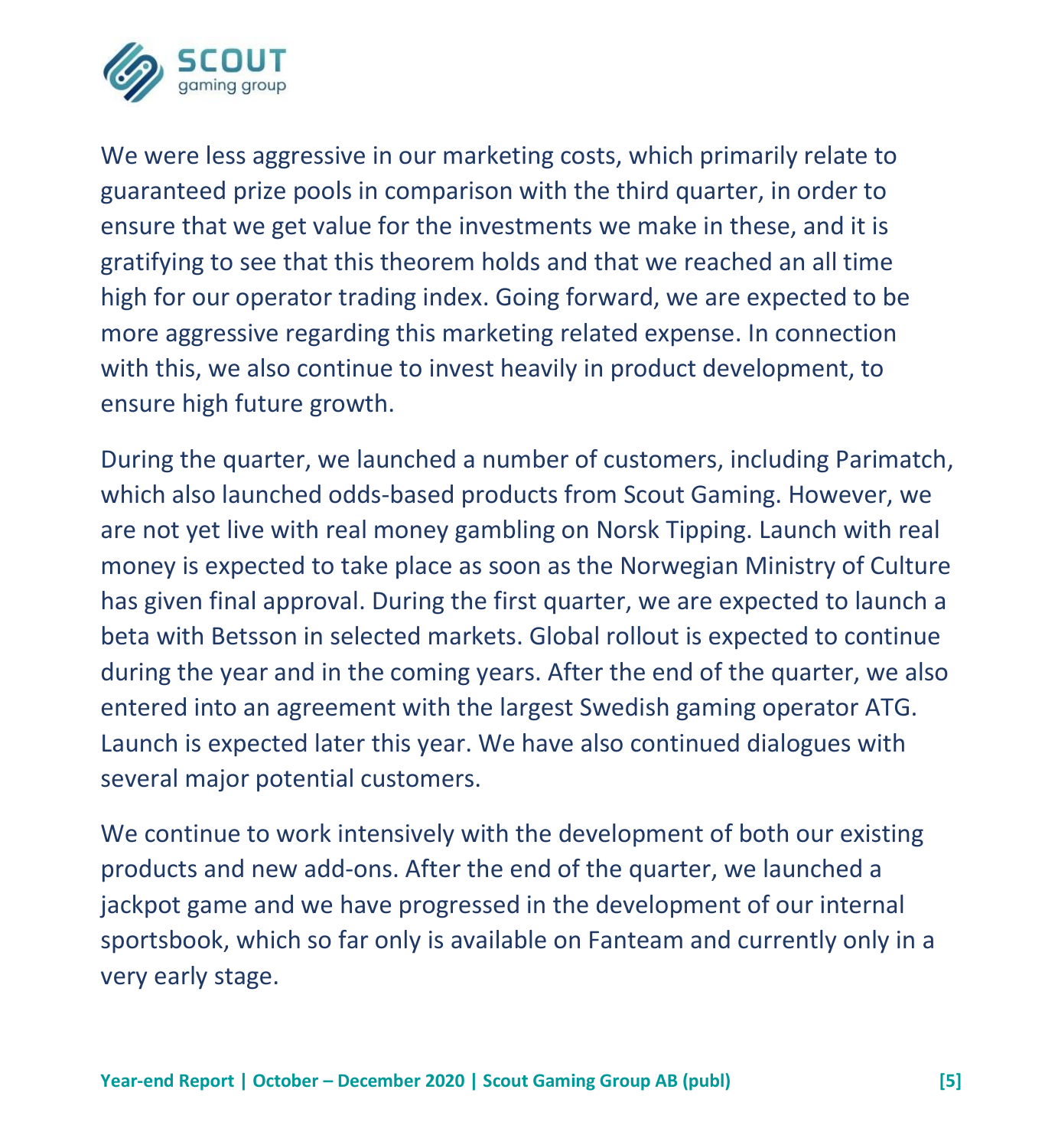We were less aggressive in our marketing costs, which primarily relate to guaranteed prize pools in comparison with the third quarter, in order to ensure that we get value for the investments we make in these, and it is gratifying to see that this theorem holds and that we reached an all time high for our operator trading index. Going forward, we are expected to be more aggressive regarding this marketing related expense. In connection with this, we also continue to invest heavily in product development, to ensure high future growth.

During the quarter, we launched a number of customers, including Parimatch, which also launched odds-based products from Scout Gaming. However, we are not yet live with real money gambling on Norsk Tipping. Launch with real money is expected to take place as soon as the Norwegian Ministry of Culture has given final approval. During the first quarter, we are expected to launch a beta with Betsson in selected markets. Global rollout is expected to continue during the year and in the coming years. After the end of the quarter, we also entered into an agreement with the largest Swedish gaming operator ATG. Launch is expected later this year. We have also continued dialogues with several major potential customers.

We continue to work intensively with the development of both our existing products and new add-ons. After the end of the quarter, we launched a jackpot game and we have progressed in the development of our internal sportsbook, which so far only is available on Fanteam and currently only in a very early stage.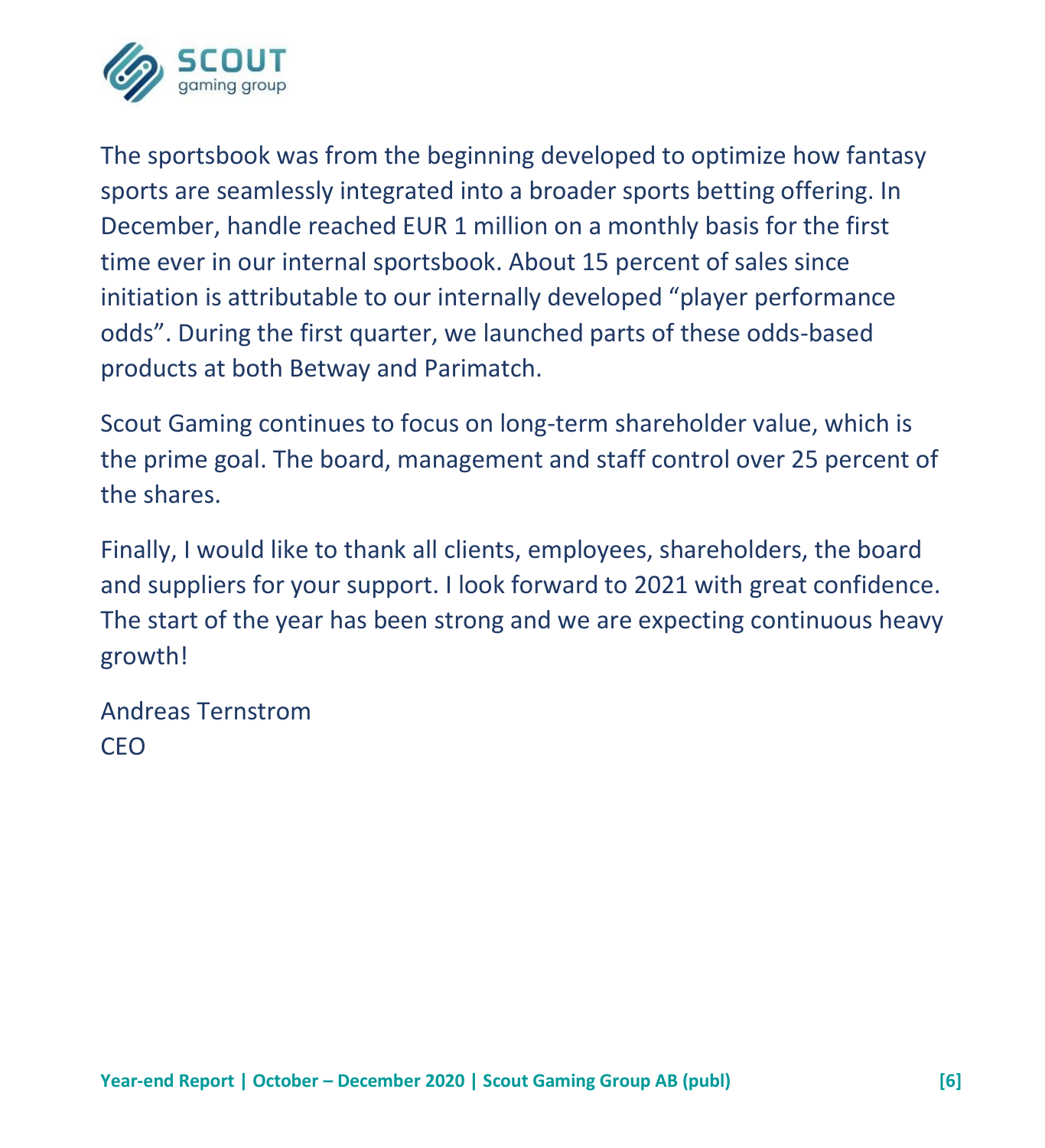The sportsbook was from the beginning developed to optimize how fantasy sports are seamlessly integrated into a broader sports betting offering. In December, handle reached EUR 1 million on a monthly basis for the first time ever in our internal sportsbook. About 15 percent of sales since initiation is attributable to our internally developed "player performance odds". During the first quarter, we launched parts of these odds-based products at both Betway and Parimatch.

Scout Gaming continues to focus on long-term shareholder value, which is the prime goal. The board, management and staff control over 25 percent of the shares.

Finally, I would like to thank all clients, employees, shareholders, the board and suppliers for your support. I look forward to 2021 with great confidence. The start of the year has been strong and we are expecting continuous heavy growth!

Andreas Ternstrom
CEO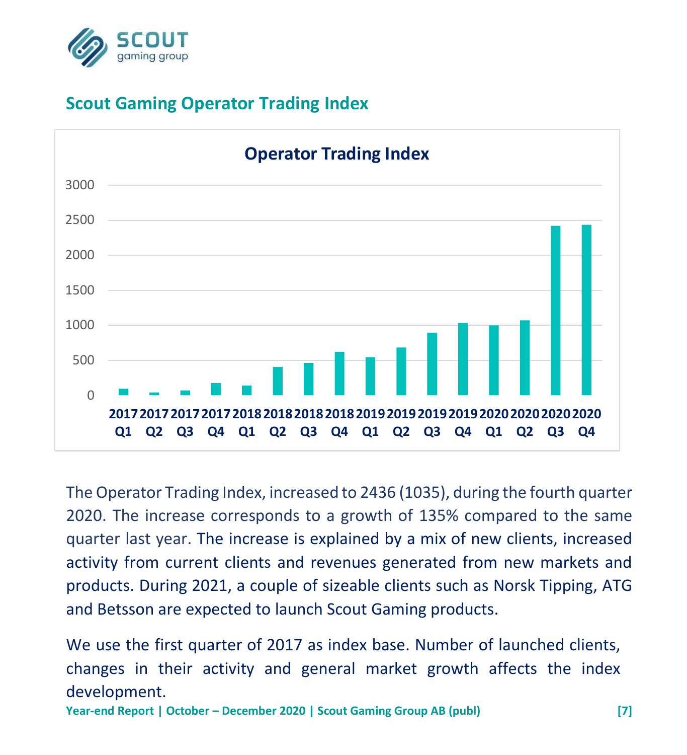## Scout Gaming Operator Trading Index

The Operator Trading Index, increased to 2436 (1035), during the fourth quarter 2020. The increase corresponds to a growth of 135% compared to the same quarter last year. The increase is explained by a mix of new clients, increased activity from current clients and revenues generated from new markets and products. During 2021, a couple of sizeable clients such as Norsk Tipping, ATG and Betsson are expected to launch Scout Gaming products.

We use the first quarter of 2017 as index base. Number of launched clients, changes in their activity and general market growth affects the index development.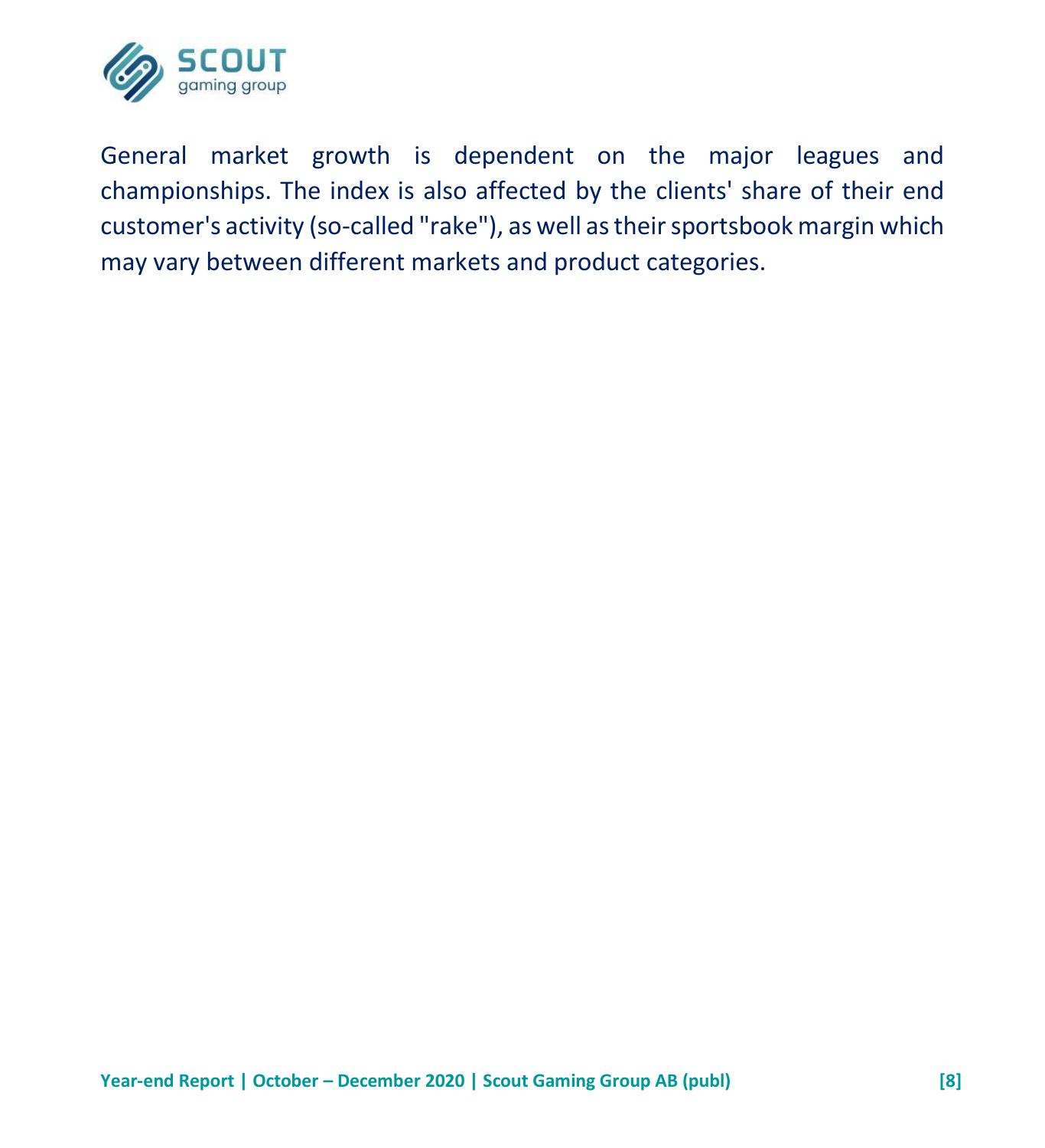General market growth is dependent on the major leagues and championships. The index is also affected by the clients' share of their end customer's activity (so-called "rake"), as well as their sportsbook margin which may vary between different markets and product categories.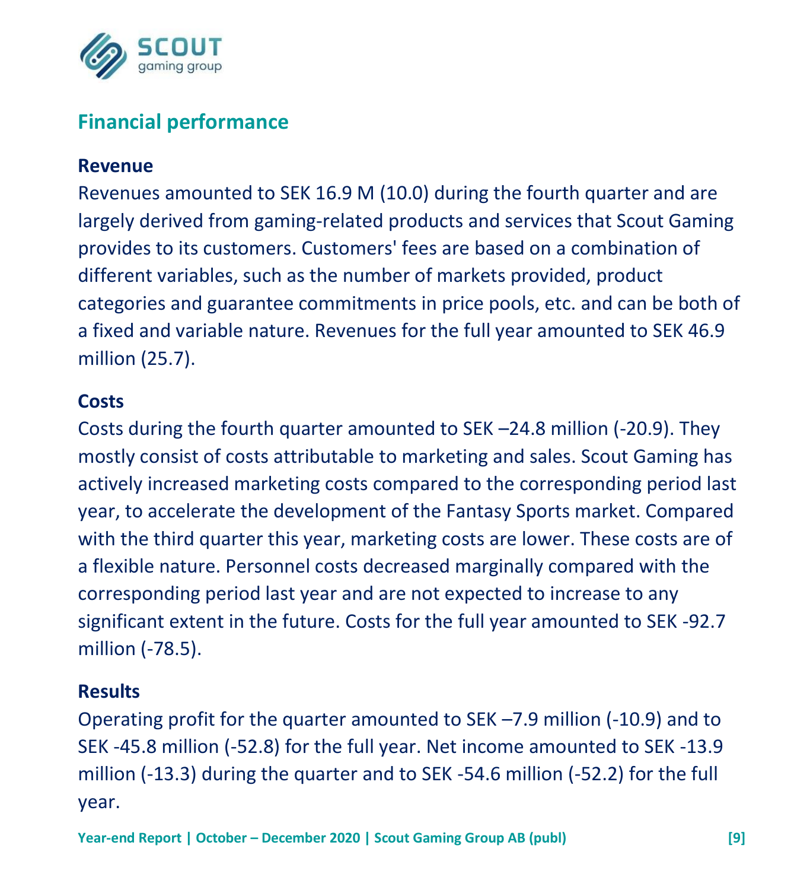## Financial performance

### Revenue

Revenues amounted to SEK 16.9 M (10.0) during the fourth quarter and are largely derived from gaming-related products and services that Scout Gaming provides to its customers. Customers' fees are based on a combination of different variables, such as the number of markets provided, product categories and guarantee commitments in price pools, etc. and can be both of a fixed and variable nature. Revenues for the full year amounted to SEK 46.9 million (25.7).

### Costs

Costs during the fourth quarter amounted to SEK –24.8 million (-20.9). They mostly consist of costs attributable to marketing and sales. Scout Gaming has actively increased marketing costs compared to the corresponding period last year, to accelerate the development of the Fantasy Sports market. Compared with the third quarter this year, marketing costs are lower. These costs are of a flexible nature. Personnel costs decreased marginally compared with the corresponding period last year and are not expected to increase to any significant extent in the future. Costs for the full year amounted to SEK -92.7 million (-78.5).

### Results

Operating profit for the quarter amounted to SEK –7.9 million (-10.9) and to SEK -45.8 million (-52.8) for the full year. Net income amounted to SEK -13.9 million (-13.3) during the quarter and to SEK -54.6 million (-52.2) for the full year.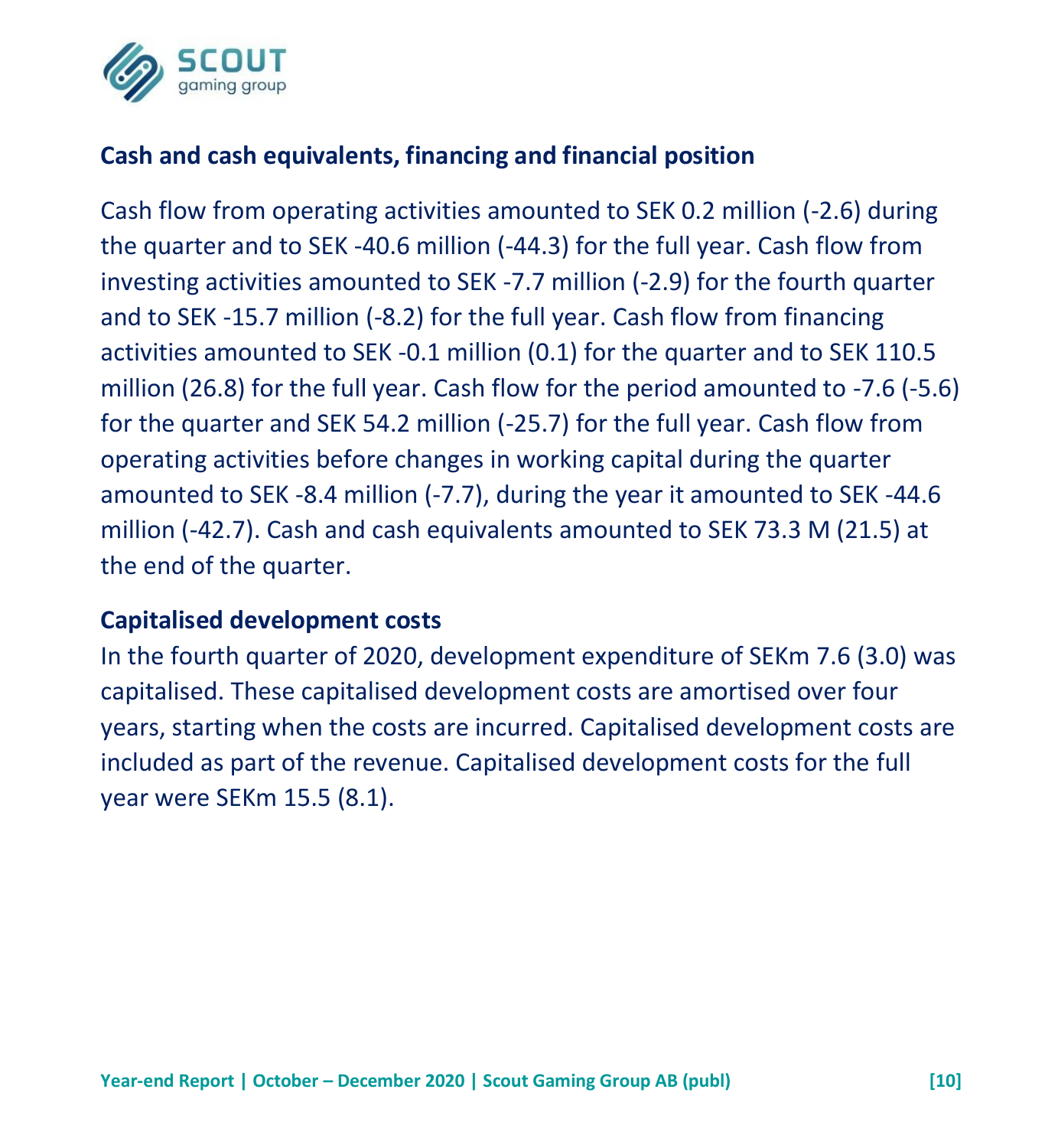## Cash and cash equivalents, financing and financial position

Cash flow from operating activities amounted to SEK 0.2 million (-2.6) during the quarter and to SEK -40.6 million (-44.3) for the full year. Cash flow from investing activities amounted to SEK -7.7 million (-2.9) for the fourth quarter and to SEK -15.7 million (-8.2) for the full year. Cash flow from financing activities amounted to SEK -0.1 million (0.1) for the quarter and to SEK 110.5 million (26.8) for the full year. Cash flow for the period amounted to -7.6 (-5.6) for the quarter and SEK 54.2 million (-25.7) for the full year. Cash flow from operating activities before changes in working capital during the quarter amounted to SEK -8.4 million (-7.7), during the year it amounted to SEK -44.6 million (-42.7). Cash and cash equivalents amounted to SEK 73.3 M (21.5) at the end of the quarter.

## Capitalised development costs

In the fourth quarter of 2020, development expenditure of SEKm 7.6 (3.0) was capitalised. These capitalised development costs are amortised over four years, starting when the costs are incurred. Capitalised development costs are included as part of the revenue. Capitalised development costs for the full year were SEKm 15.5 (8.1).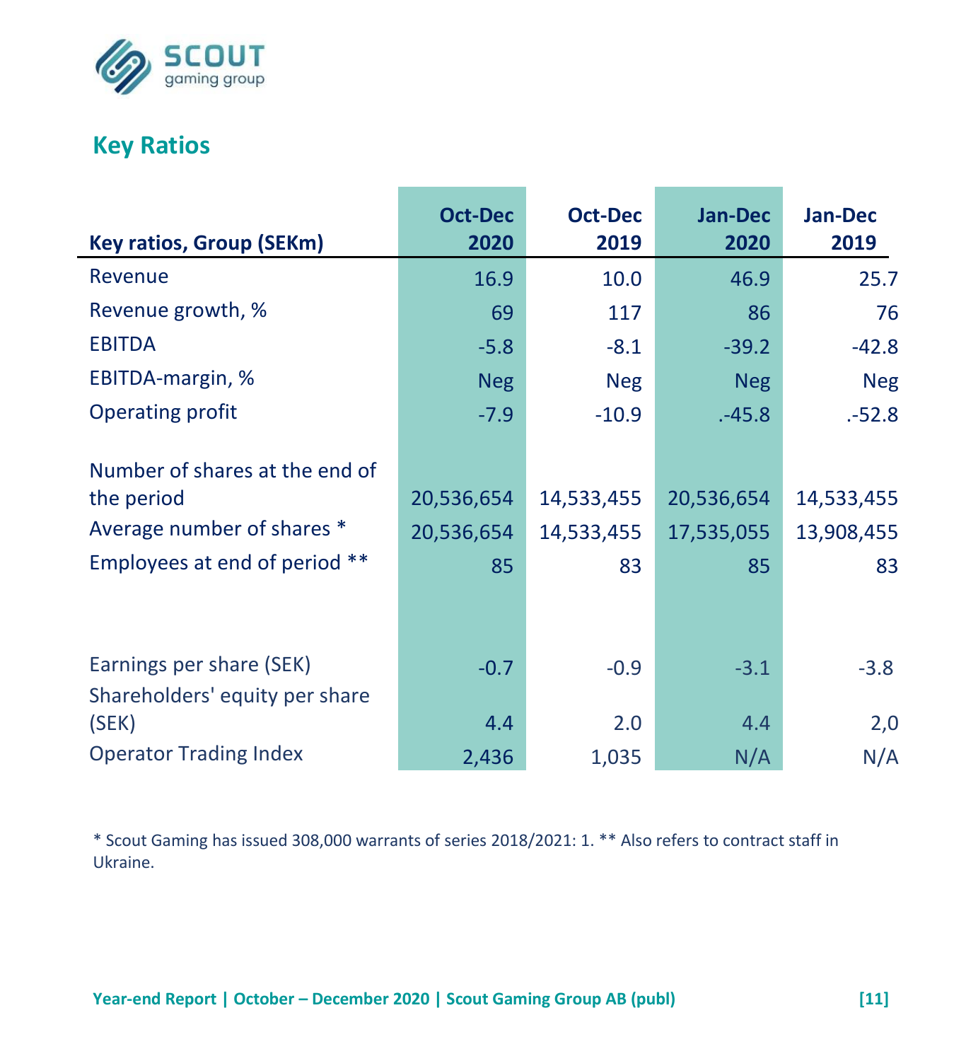## Key Ratios

| Key ratios, Group (SEKm) | Oct-Dec 2020 | Oct-Dec 2019 | Jan-Dec 2020 | Jan-Dec 2019 |
|---|---|---|---|---|
| Revenue | 16.9 | 10.0 | 46.9 | 25.7 |
| Revenue growth, % | 69 | 117 | 86 | 76 |
| EBITDA | -5.8 | -8.1 | -39.2 | -42.8 |
| EBITDA-margin, % | Neg | Neg | Neg | Neg |
| Operating profit | -7.9 | -10.9 | .-45.8 | .-52.8 |
| | | | | |
| Number of shares at the end of the period | 20,536,654 | 14,533,455 | 20,536,654 | 14,533,455 |
| Average number of shares * | 20,536,654 | 14,533,455 | 17,535,055 | 13,908,455 |
| Employees at end of period ** | 85 | 83 | 85 | 83 |
| | | | | |
| Earnings per share (SEK) | -0.7 | -0.9 | -3.1 | -3.8 |
| Shareholders' equity per share (SEK) | 4.4 | 2.0 | 4.4 | 2,0 |
| Operator Trading Index | 2,436 | 1,035 | N/A | N/A |

* Scout Gaming has issued 308,000 warrants of series 2018/2021: 1. ** Also refers to contract staff in Ukraine.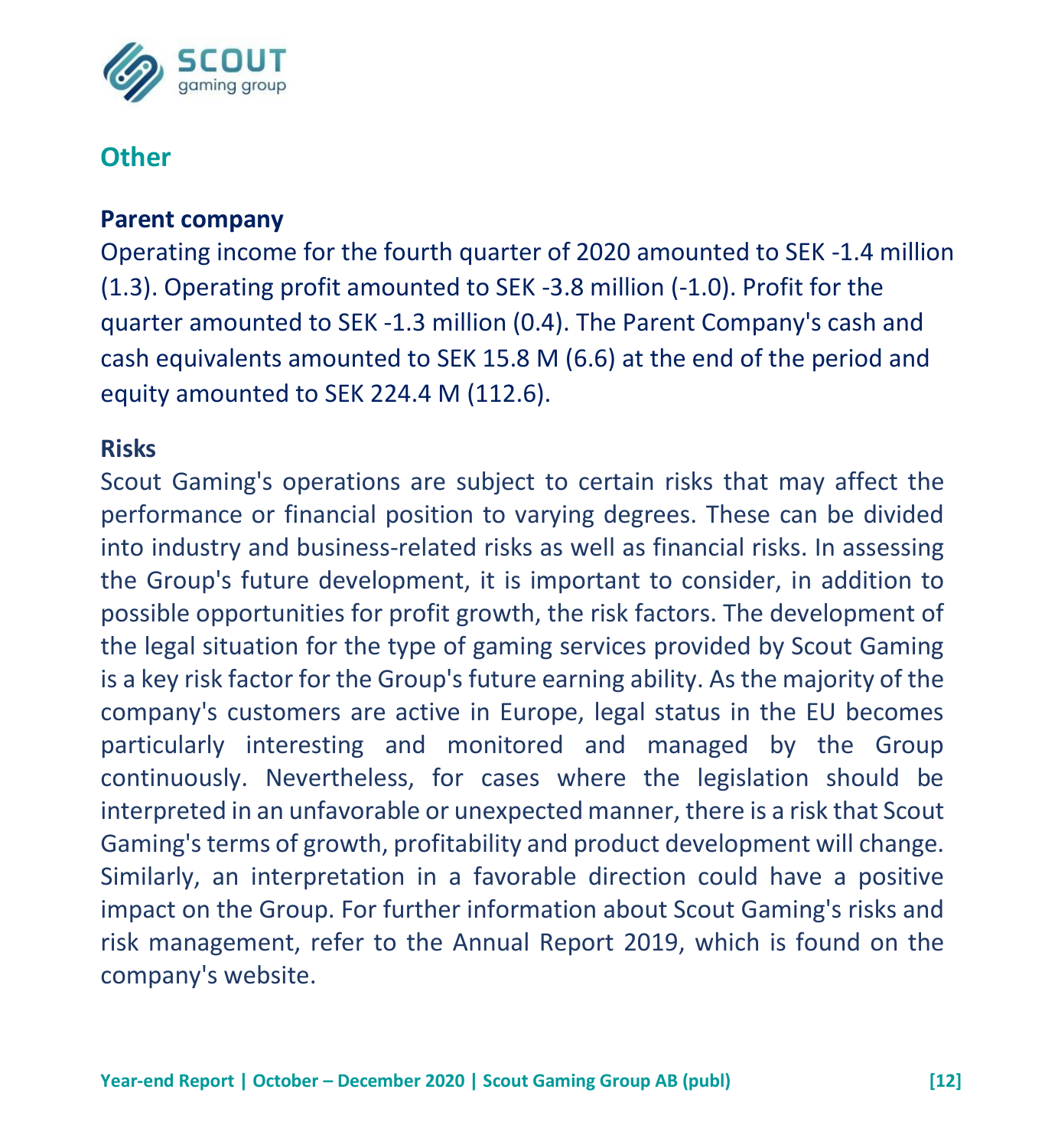## Other

### Parent company

Operating income for the fourth quarter of 2020 amounted to SEK -1.4 million (1.3). Operating profit amounted to SEK -3.8 million (-1.0). Profit for the quarter amounted to SEK -1.3 million (0.4). The Parent Company's cash and cash equivalents amounted to SEK 15.8 M (6.6) at the end of the period and equity amounted to SEK 224.4 M (112.6).

### Risks

Scout Gaming's operations are subject to certain risks that may affect the performance or financial position to varying degrees. These can be divided into industry and business-related risks as well as financial risks. In assessing the Group's future development, it is important to consider, in addition to possible opportunities for profit growth, the risk factors. The development of the legal situation for the type of gaming services provided by Scout Gaming is a key risk factor for the Group's future earning ability. As the majority of the company's customers are active in Europe, legal status in the EU becomes particularly interesting and monitored and managed by the Group continuously. Nevertheless, for cases where the legislation should be interpreted in an unfavorable or unexpected manner, there is a risk that Scout Gaming's terms of growth, profitability and product development will change. Similarly, an interpretation in a favorable direction could have a positive impact on the Group. For further information about Scout Gaming's risks and risk management, refer to the Annual Report 2019, which is found on the company's website.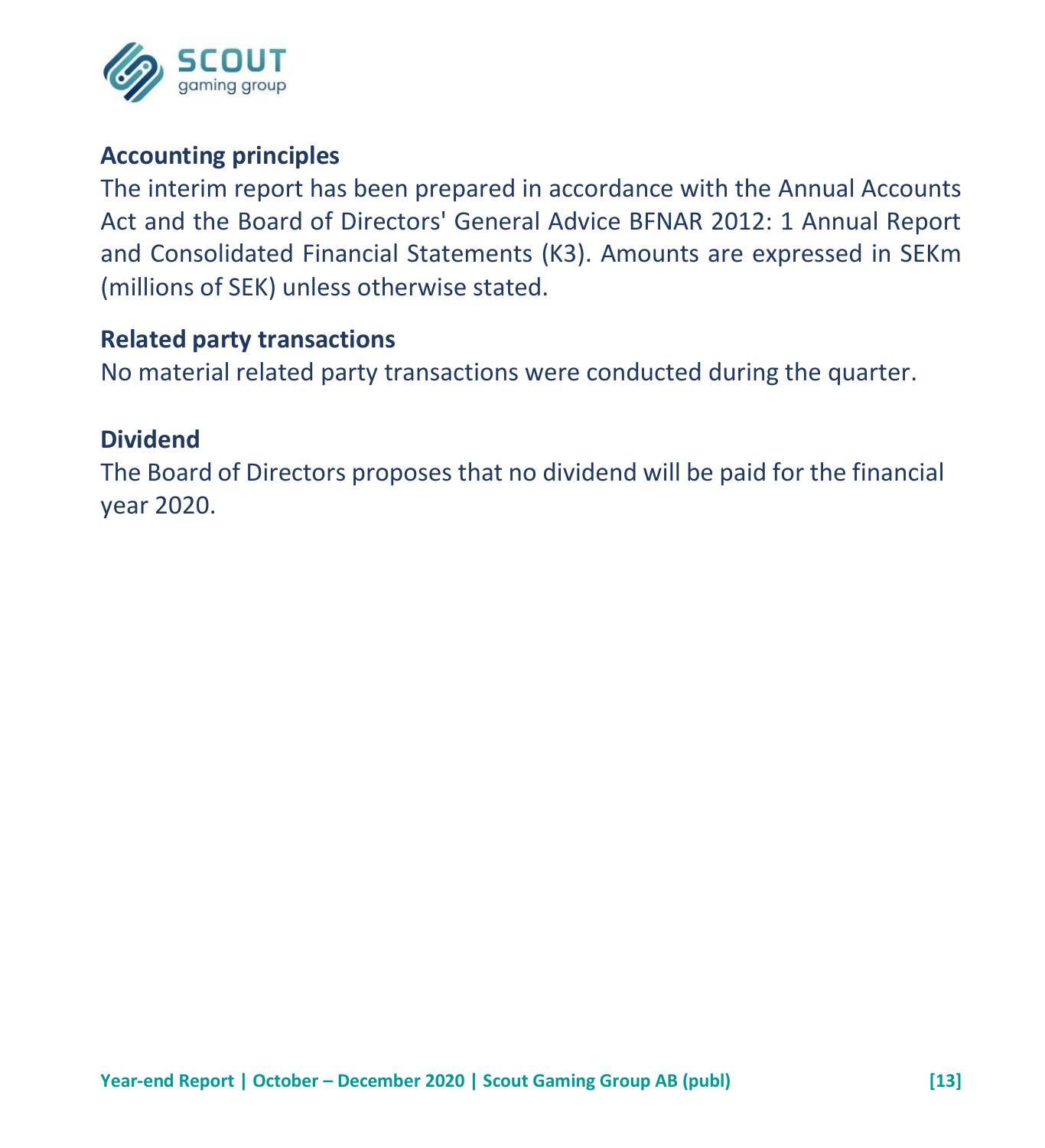### Accounting principles

The interim report has been prepared in accordance with the Annual Accounts Act and the Board of Directors' General Advice BFNAR 2012: 1 Annual Report and Consolidated Financial Statements (K3). Amounts are expressed in SEKm (millions of SEK) unless otherwise stated.

### Related party transactions

No material related party transactions were conducted during the quarter.

### Dividend

The Board of Directors proposes that no dividend will be paid for the financial year 2020.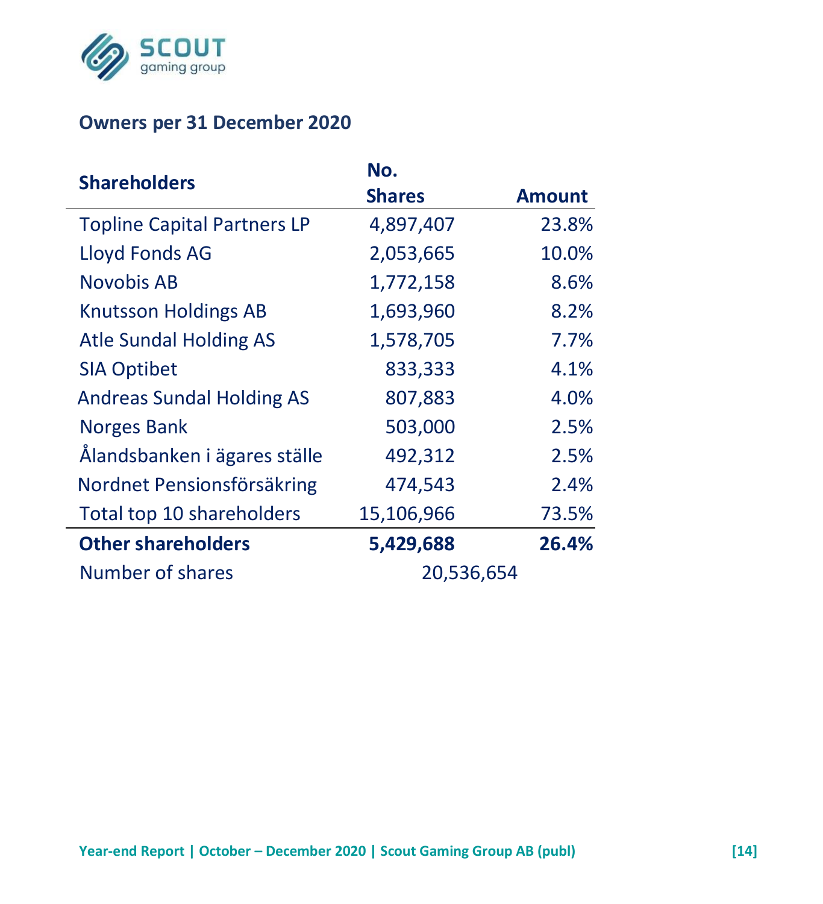## Owners per 31 December 2020

| Shareholders | No. Shares | Amount |
|---|---|---|
| Topline Capital Partners LP | 4,897,407 | 23.8% |
| Lloyd Fonds AG | 2,053,665 | 10.0% |
| Novobis AB | 1,772,158 | 8.6% |
| Knutsson Holdings AB | 1,693,960 | 8.2% |
| Atle Sundal Holding AS | 1,578,705 | 7.7% |
| SIA Optibet | 833,333 | 4.1% |
| Andreas Sundal Holding AS | 807,883 | 4.0% |
| Norges Bank | 503,000 | 2.5% |
| Ålandsbanken i ägares ställe | 492,312 | 2.5% |
| Nordnet Pensionsförsäkring | 474,543 | 2.4% |
| Total top 10 shareholders | 15,106,966 | 73.5% |
| **Other shareholders** | **5,429,688** | **26.4%** |
| Number of shares | 20,536,654 | |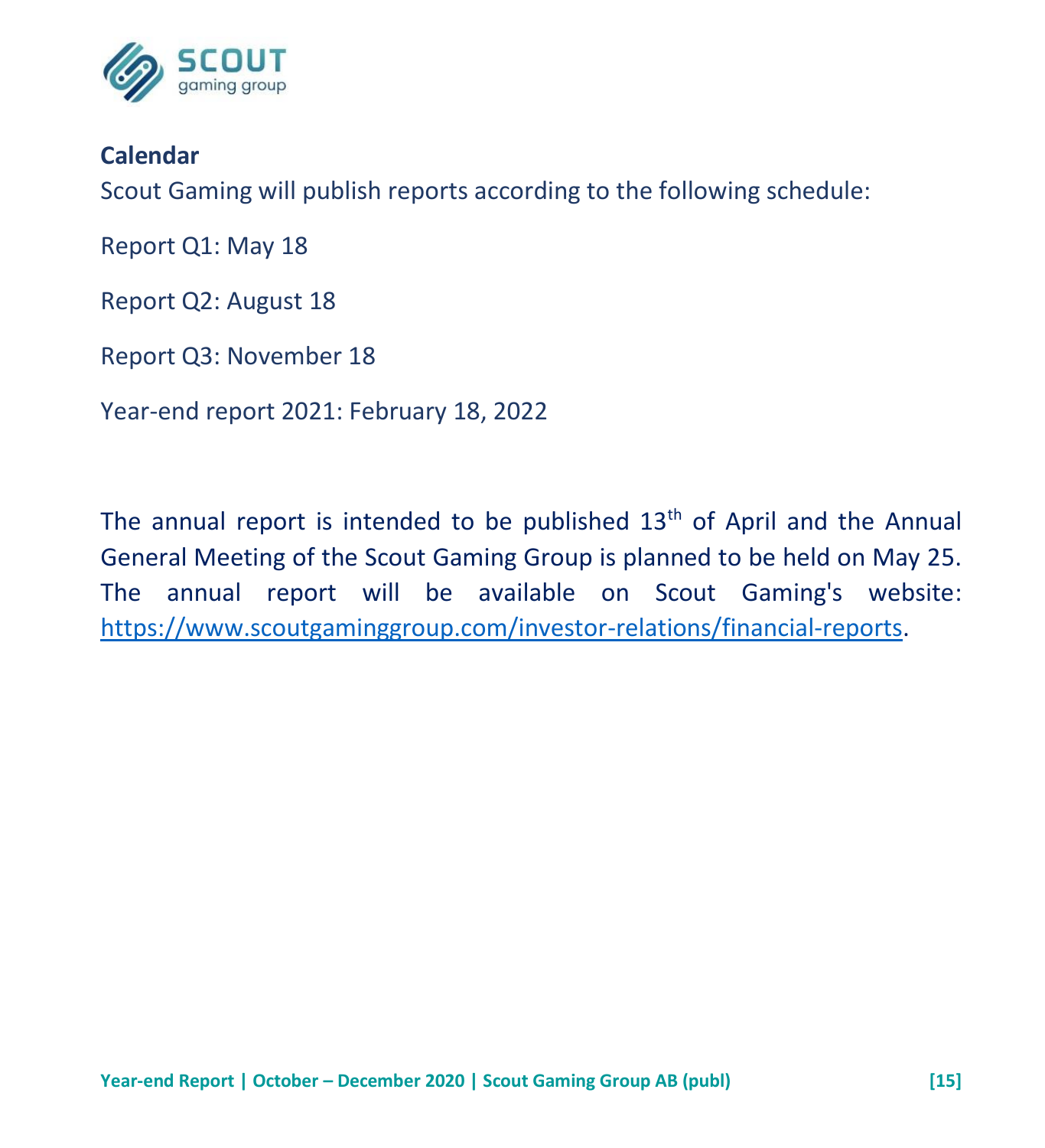## Calendar

Scout Gaming will publish reports according to the following schedule:

Report Q1: May 18

Report Q2: August 18

Report Q3: November 18

Year-end report 2021: February 18, 2022

The annual report is intended to be published 13th of April and the Annual General Meeting of the Scout Gaming Group is planned to be held on May 25. The annual report will be available on Scout Gaming's website: https://www.scoutgaminggroup.com/investor-relations/financial-reports.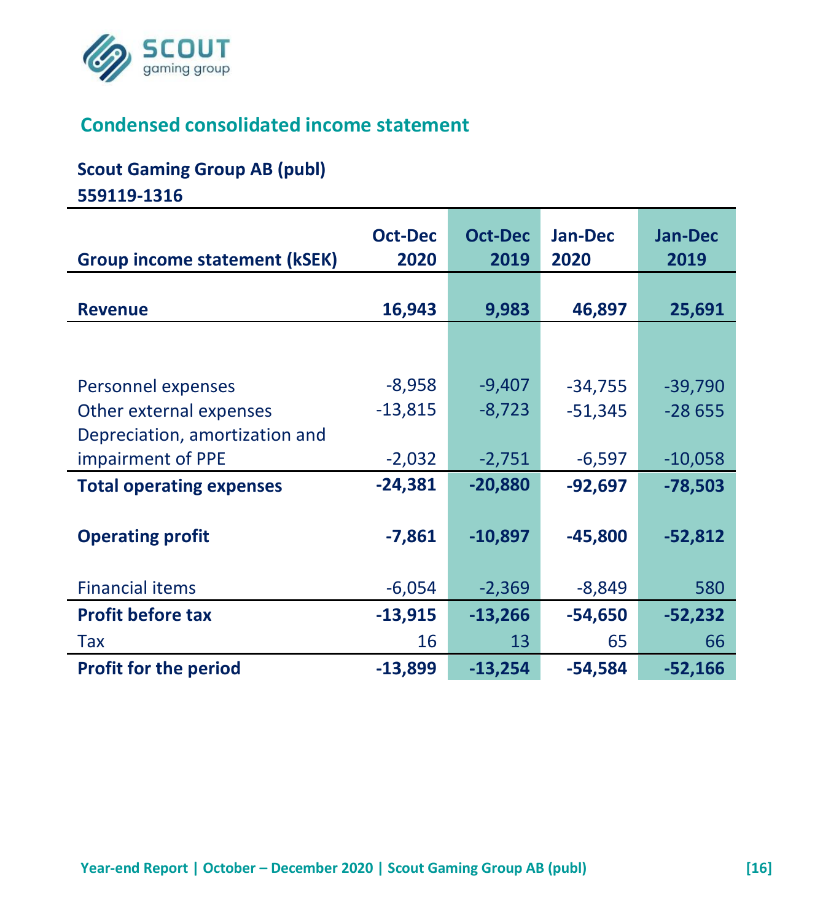## Condensed consolidated income statement

**Scout Gaming Group AB (publ)**
**559119-1316**

| Group income statement (kSEK) | Oct-Dec 2020 | Oct-Dec 2019 | Jan-Dec 2020 | Jan-Dec 2019 |
|---|---|---|---|---|
| **Revenue** | **16,943** | **9,983** | **46,897** | **25,691** |
| | | | | |
| Personnel expenses | -8,958 | -9,407 | -34,755 | -39,790 |
| Other external expenses | -13,815 | -8,723 | -51,345 | -28 655 |
| Depreciation, amortization and impairment of PPE | -2,032 | -2,751 | -6,597 | -10,058 |
| **Total operating expenses** | **-24,381** | **-20,880** | **-92,697** | **-78,503** |
| **Operating profit** | **-7,861** | **-10,897** | **-45,800** | **-52,812** |
| Financial items | -6,054 | -2,369 | -8,849 | 580 |
| **Profit before tax** | **-13,915** | **-13,266** | **-54,650** | **-52,232** |
| Tax | 16 | 13 | 65 | 66 |
| **Profit for the period** | **-13,899** | **-13,254** | **-54,584** | **-52,166** |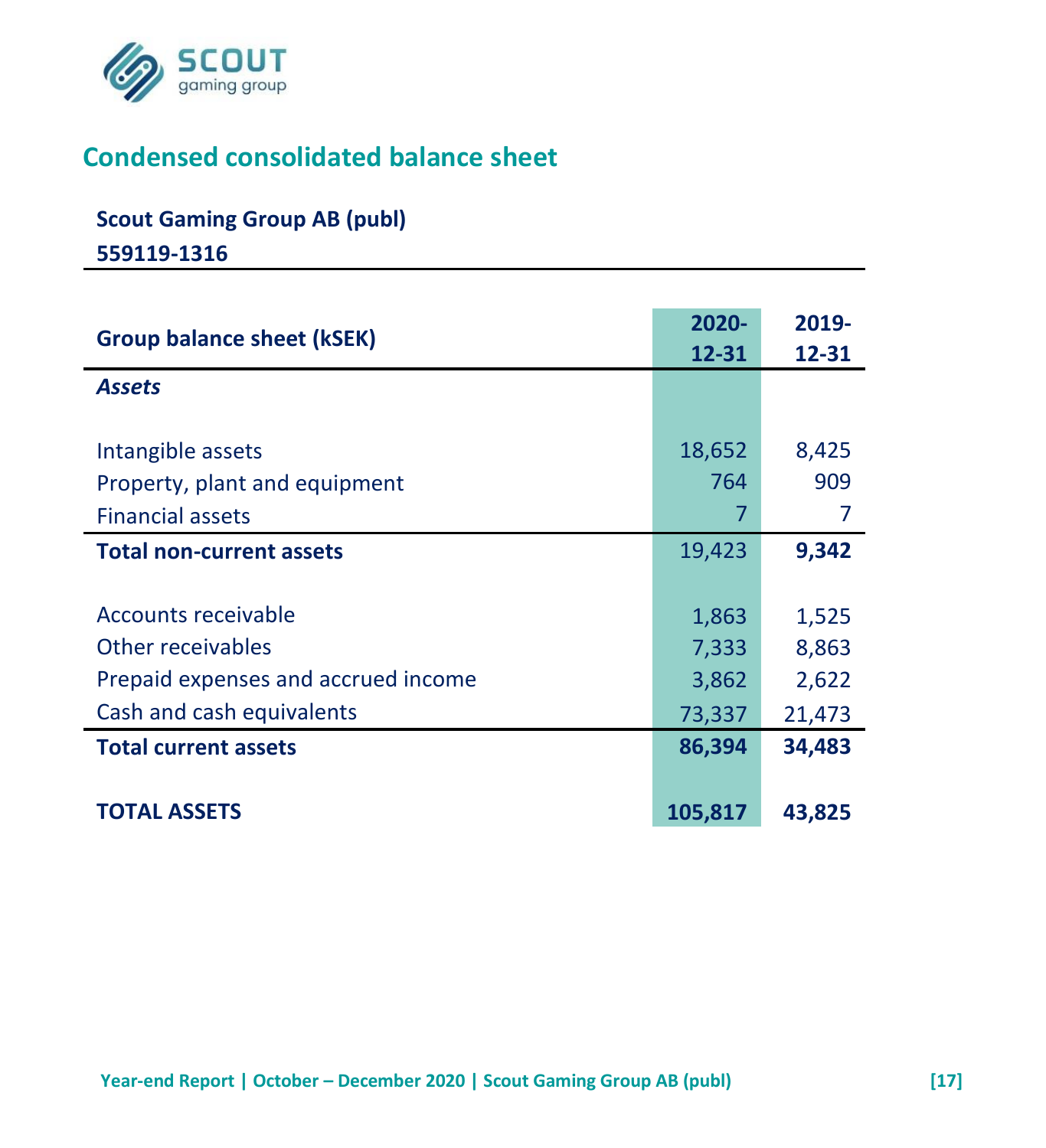## Condensed consolidated balance sheet

**Scout Gaming Group AB (publ)**

**559119-1316**

| **Group balance sheet (kSEK)** | **2020-12-31** | **2019-12-31** |
|---|---:|---:|
| ***Assets*** | | |
| Intangible assets | 18,652 | 8,425 |
| Property, plant and equipment | 764 | 909 |
| Financial assets | 7 | 7 |
| **Total non-current assets** | 19,423 | **9,342** |
| Accounts receivable | 1,863 | 1,525 |
| Other receivables | 7,333 | 8,863 |
| Prepaid expenses and accrued income | 3,862 | 2,622 |
| Cash and cash equivalents | 73,337 | 21,473 |
| **Total current assets** | **86,394** | **34,483** |
| **TOTAL ASSETS** | **105,817** | **43,825** |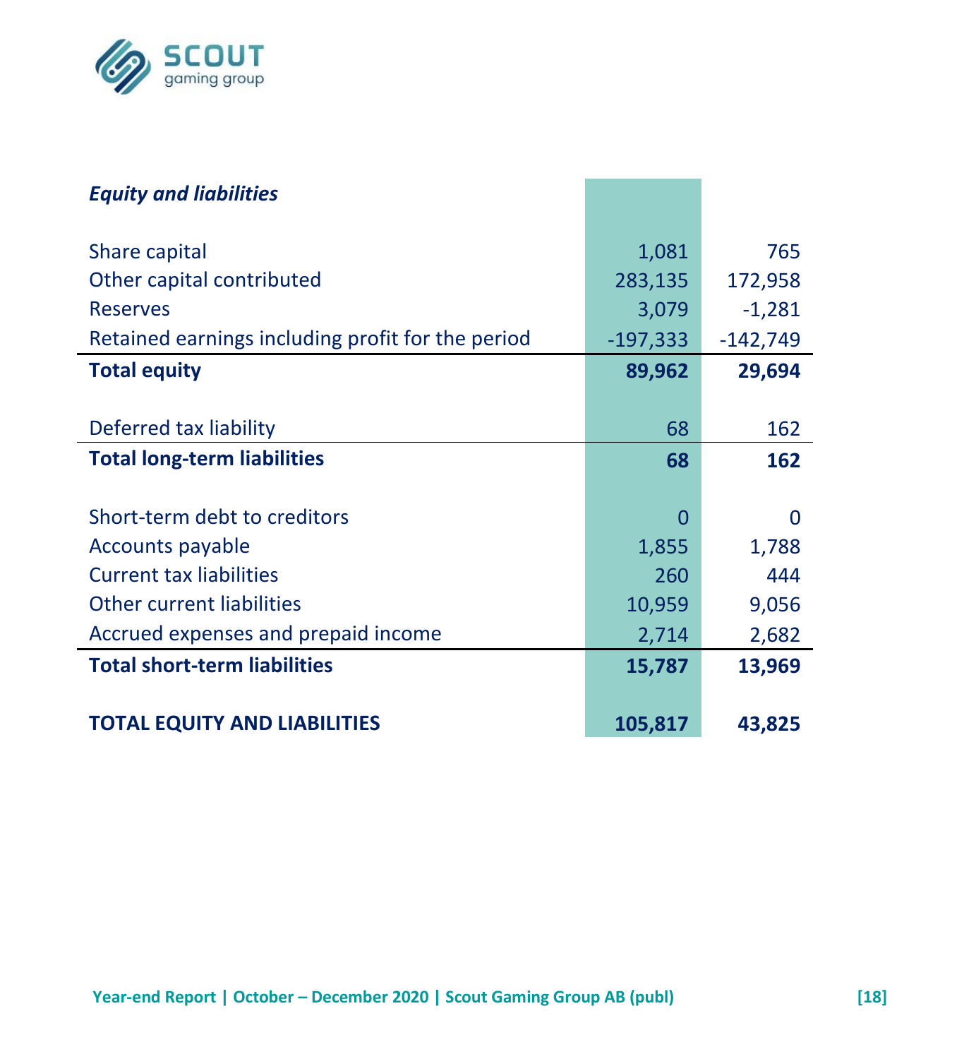| *Equity and liabilities* | | |
|---|---|---|
| Share capital | 1,081 | 765 |
| Other capital contributed | 283,135 | 172,958 |
| Reserves | 3,079 | -1,281 |
| Retained earnings including profit for the period | -197,333 | -142,749 |
| **Total equity** | **89,962** | **29,694** |
| | | |
| Deferred tax liability | 68 | 162 |
| **Total long-term liabilities** | **68** | **162** |
| | | |
| Short-term debt to creditors | 0 | 0 |
| Accounts payable | 1,855 | 1,788 |
| Current tax liabilities | 260 | 444 |
| Other current liabilities | 10,959 | 9,056 |
| Accrued expenses and prepaid income | 2,714 | 2,682 |
| **Total short-term liabilities** | **15,787** | **13,969** |
| | | |
| **TOTAL EQUITY AND LIABILITIES** | **105,817** | **43,825** |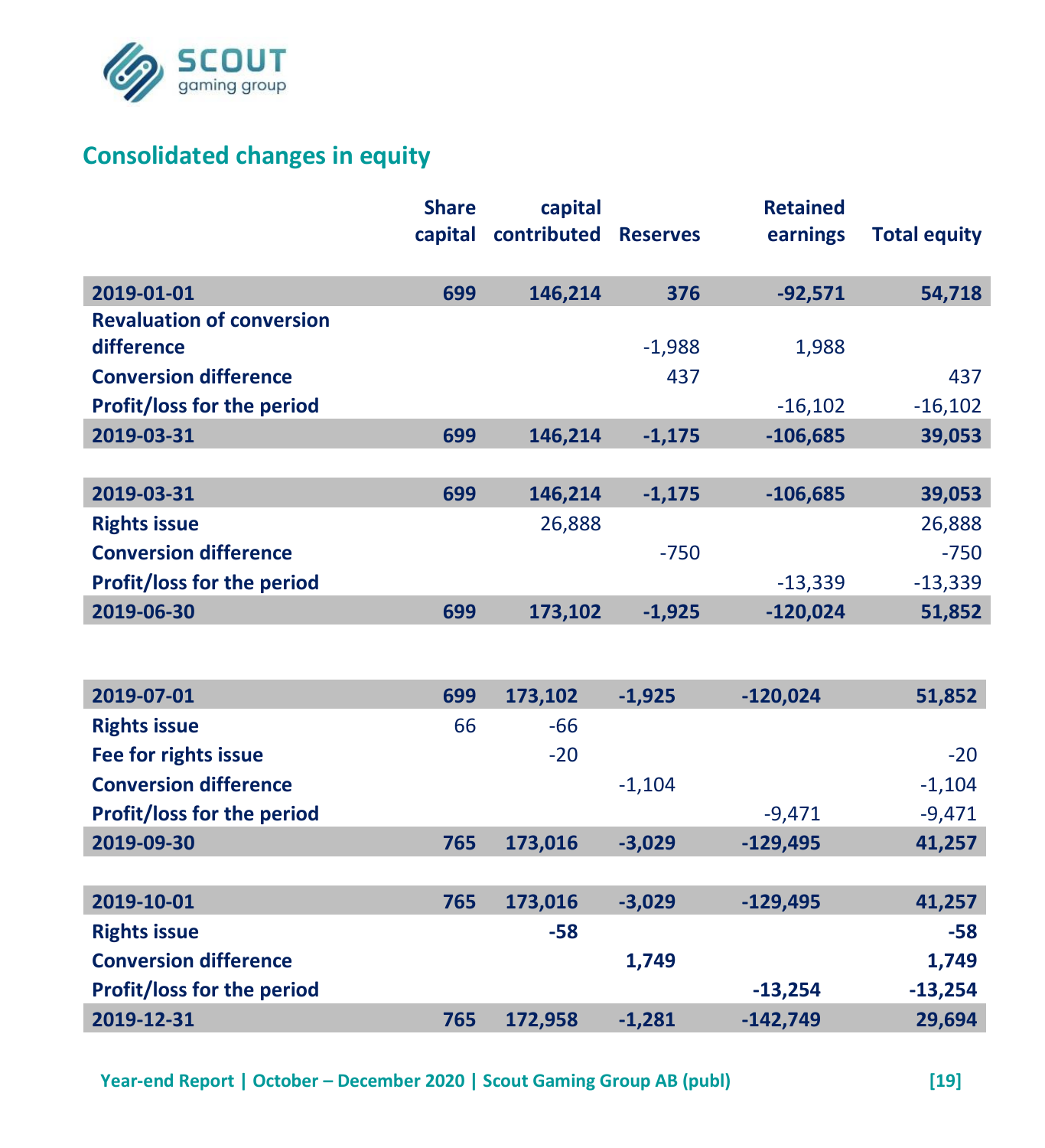## Consolidated changes in equity

| | Share capital | capital contributed | Reserves | Retained earnings | Total equity |
|---|---|---|---|---|---|
| **2019-01-01** | **699** | **146,214** | **376** | **-92,571** | **54,718** |
| **Revaluation of conversion difference** | | | -1,988 | 1,988 | |
| **Conversion difference** | | | 437 | | 437 |
| **Profit/loss for the period** | | | | -16,102 | -16,102 |
| **2019-03-31** | **699** | **146,214** | **-1,175** | **-106,685** | **39,053** |
| | | | | | |
| **2019-03-31** | **699** | **146,214** | **-1,175** | **-106,685** | **39,053** |
| **Rights issue** | | 26,888 | | | 26,888 |
| **Conversion difference** | | | -750 | | -750 |
| **Profit/loss for the period** | | | | -13,339 | -13,339 |
| **2019-06-30** | **699** | **173,102** | **-1,925** | **-120,024** | **51,852** |
| | | | | | |
| **2019-07-01** | **699** | **173,102** | **-1,925** | **-120,024** | **51,852** |
| **Rights issue** | 66 | -66 | | | |
| **Fee for rights issue** | | -20 | | | -20 |
| **Conversion difference** | | | -1,104 | | -1,104 |
| **Profit/loss for the period** | | | | -9,471 | -9,471 |
| **2019-09-30** | **765** | **173,016** | **-3,029** | **-129,495** | **41,257** |
| | | | | | |
| **2019-10-01** | **765** | **173,016** | **-3,029** | **-129,495** | **41,257** |
| **Rights issue** | | **-58** | | | **-58** |
| **Conversion difference** | | | **1,749** | | **1,749** |
| **Profit/loss for the period** | | | | **-13,254** | **-13,254** |
| **2019-12-31** | **765** | **172,958** | **-1,281** | **-142,749** | **29,694** |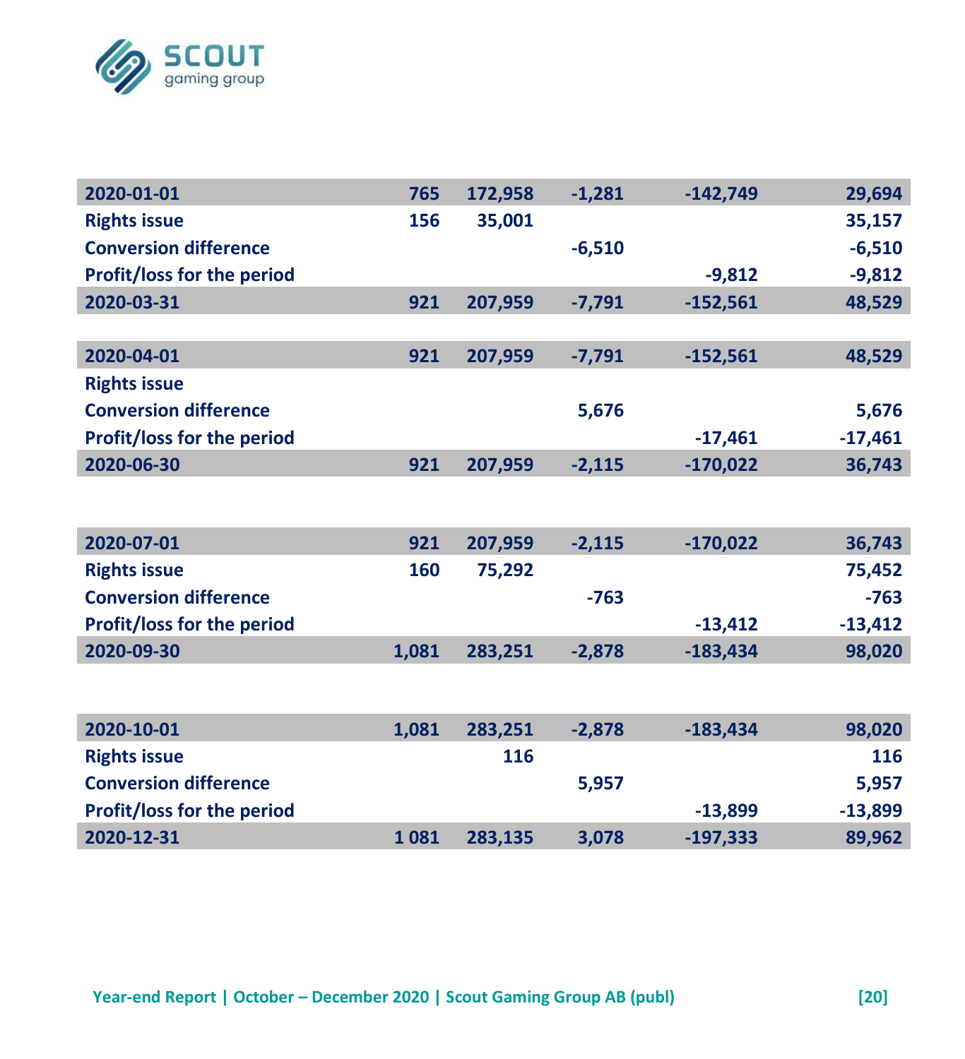| | | | | | |
|---|---|---|---|---|---|
| **2020-01-01** | **765** | **172,958** | **-1,281** | **-142,749** | **29,694** |
| **Rights issue** | **156** | **35,001** | | | **35,157** |
| **Conversion difference** | | | **-6,510** | | **-6,510** |
| **Profit/loss for the period** | | | | **-9,812** | **-9,812** |
| **2020-03-31** | **921** | **207,959** | **-7,791** | **-152,561** | **48,529** |
| | | | | | |
| **2020-04-01** | **921** | **207,959** | **-7,791** | **-152,561** | **48,529** |
| **Rights issue** | | | | | |
| **Conversion difference** | | | **5,676** | | **5,676** |
| **Profit/loss for the period** | | | | **-17,461** | **-17,461** |
| **2020-06-30** | **921** | **207,959** | **-2,115** | **-170,022** | **36,743** |
| | | | | | |
| **2020-07-01** | **921** | **207,959** | **-2,115** | **-170,022** | **36,743** |
| **Rights issue** | **160** | **75,292** | | | **75,452** |
| **Conversion difference** | | | **-763** | | **-763** |
| **Profit/loss for the period** | | | | **-13,412** | **-13,412** |
| **2020-09-30** | **1,081** | **283,251** | **-2,878** | **-183,434** | **98,020** |
| | | | | | |
| **2020-10-01** | **1,081** | **283,251** | **-2,878** | **-183,434** | **98,020** |
| **Rights issue** | | **116** | | | **116** |
| **Conversion difference** | | | **5,957** | | **5,957** |
| **Profit/loss for the period** | | | | **-13,899** | **-13,899** |
| **2020-12-31** | **1 081** | **283,135** | **3,078** | **-197,333** | **89,962** |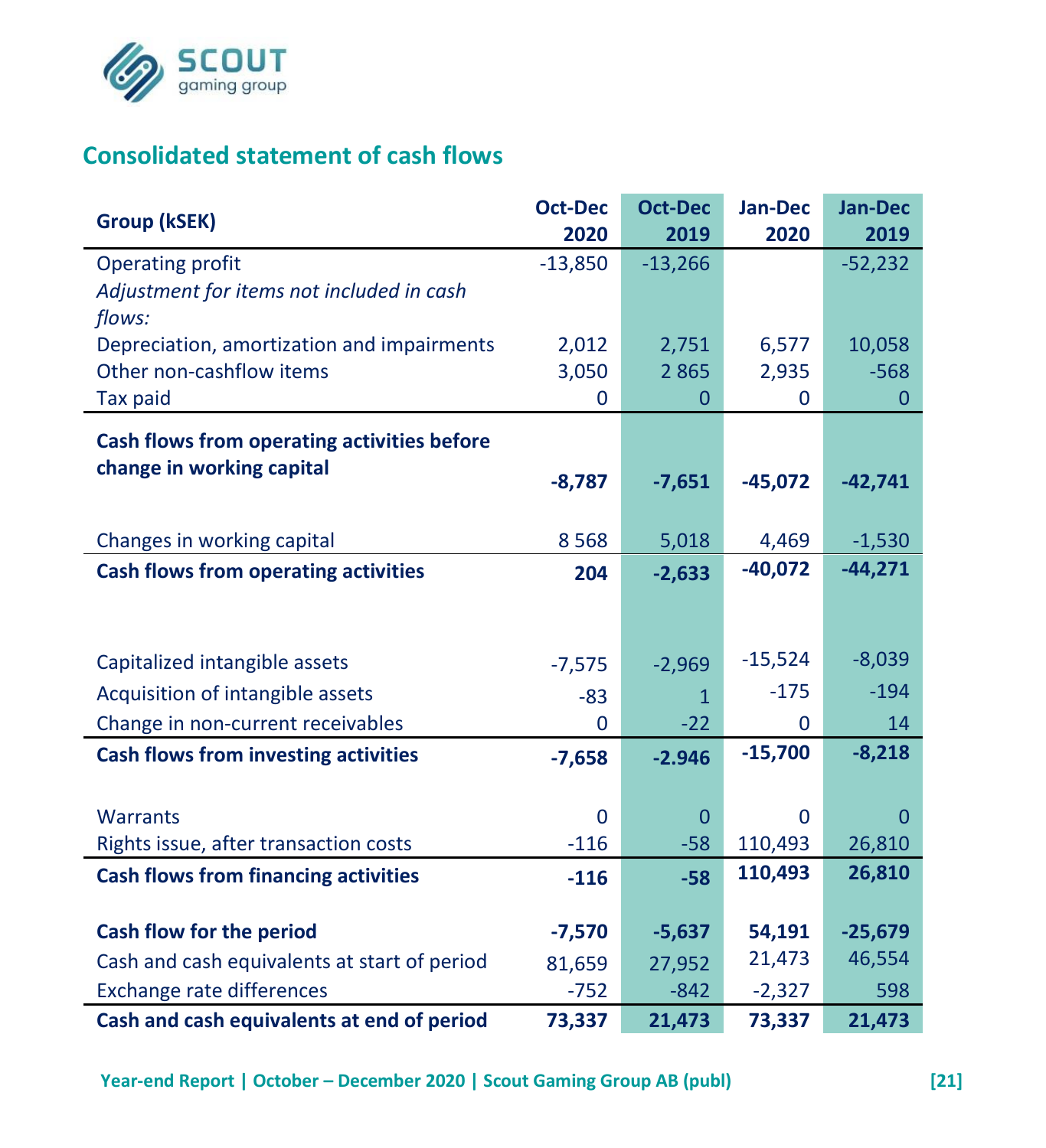## Consolidated statement of cash flows

| Group (kSEK) | Oct-Dec 2020 | Oct-Dec 2019 | Jan-Dec 2020 | Jan-Dec 2019 |
|---|---|---|---|---|
| Operating profit | -13,850 | -13,266 | | -52,232 |
| *Adjustment for items not included in cash flows:* | | | | |
| Depreciation, amortization and impairments | 2,012 | 2,751 | 6,577 | 10,058 |
| Other non-cashflow items | 3,050 | 2 865 | 2,935 | -568 |
| Tax paid | 0 | 0 | 0 | 0 |
| **Cash flows from operating activities before change in working capital** | **-8,787** | **-7,651** | **-45,072** | **-42,741** |
| Changes in working capital | 8 568 | 5,018 | 4,469 | -1,530 |
| **Cash flows from operating activities** | **204** | **-2,633** | **-40,072** | **-44,271** |
| Capitalized intangible assets | -7,575 | -2,969 | -15,524 | -8,039 |
| Acquisition of intangible assets | -83 | 1 | -175 | -194 |
| Change in non-current receivables | 0 | -22 | 0 | 14 |
| **Cash flows from investing activities** | **-7,658** | **-2.946** | **-15,700** | **-8,218** |
| Warrants | 0 | 0 | 0 | 0 |
| Rights issue, after transaction costs | -116 | -58 | 110,493 | 26,810 |
| **Cash flows from financing activities** | **-116** | **-58** | **110,493** | **26,810** |
| **Cash flow for the period** | **-7,570** | **-5,637** | **54,191** | **-25,679** |
| Cash and cash equivalents at start of period | 81,659 | 27,952 | 21,473 | 46,554 |
| Exchange rate differences | -752 | -842 | -2,327 | 598 |
| **Cash and cash equivalents at end of period** | **73,337** | **21,473** | **73,337** | **21,473** |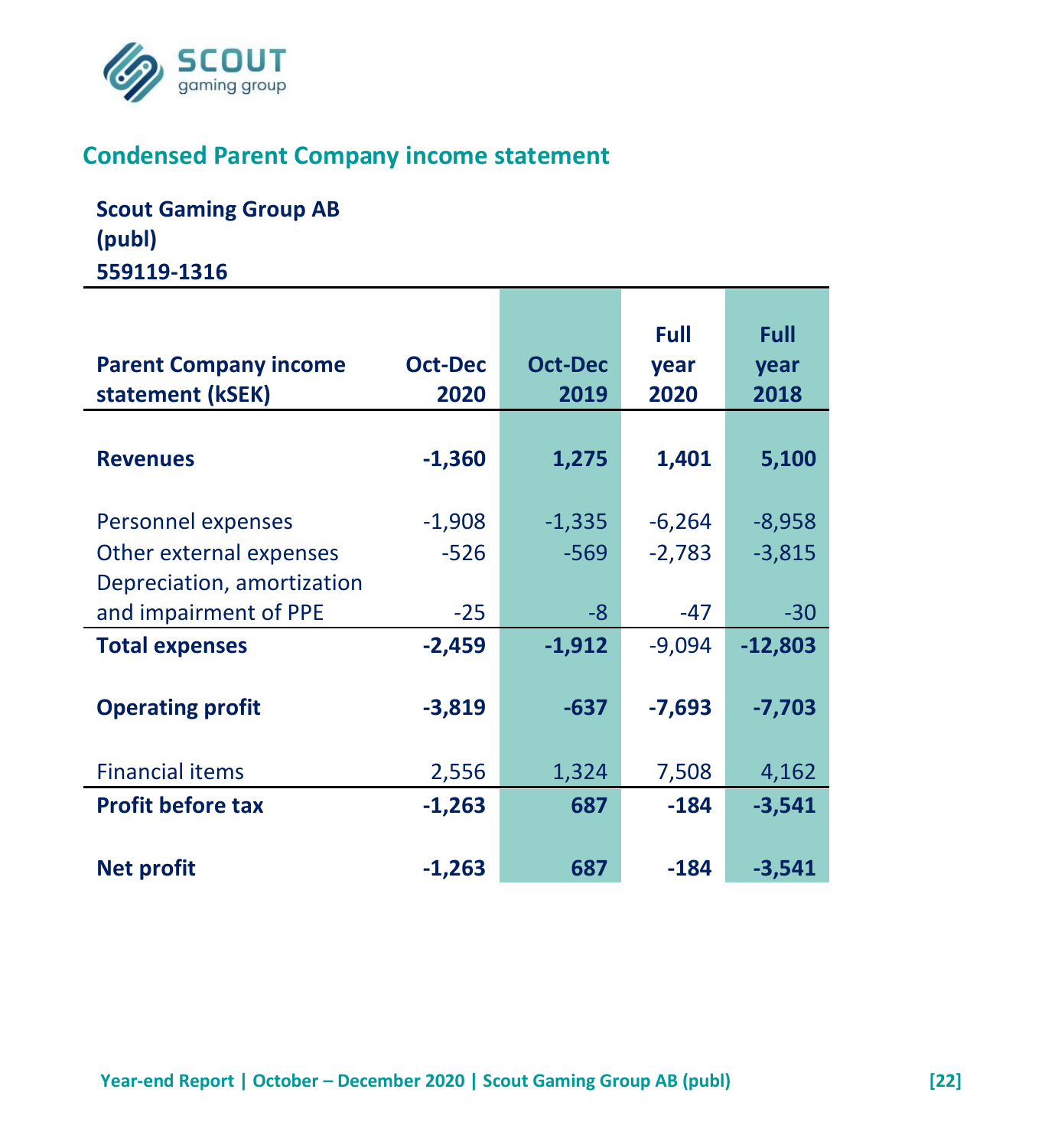## Condensed Parent Company income statement

**Scout Gaming Group AB (publ)**
**559119-1316**

| Parent Company income statement (kSEK) | Oct-Dec 2020 | Oct-Dec 2019 | Full year 2020 | Full year 2018 |
|---|---|---|---|---|
| **Revenues** | **-1,360** | **1,275** | **1,401** | **5,100** |
| Personnel expenses | -1,908 | -1,335 | -6,264 | -8,958 |
| Other external expenses | -526 | -569 | -2,783 | -3,815 |
| Depreciation, amortization and impairment of PPE | -25 | -8 | -47 | -30 |
| **Total expenses** | **-2,459** | **-1,912** | -9,094 | **-12,803** |
| **Operating profit** | **-3,819** | **-637** | **-7,693** | **-7,703** |
| Financial items | 2,556 | 1,324 | 7,508 | 4,162 |
| **Profit before tax** | **-1,263** | **687** | **-184** | **-3,541** |
| **Net profit** | **-1,263** | **687** | **-184** | **-3,541** |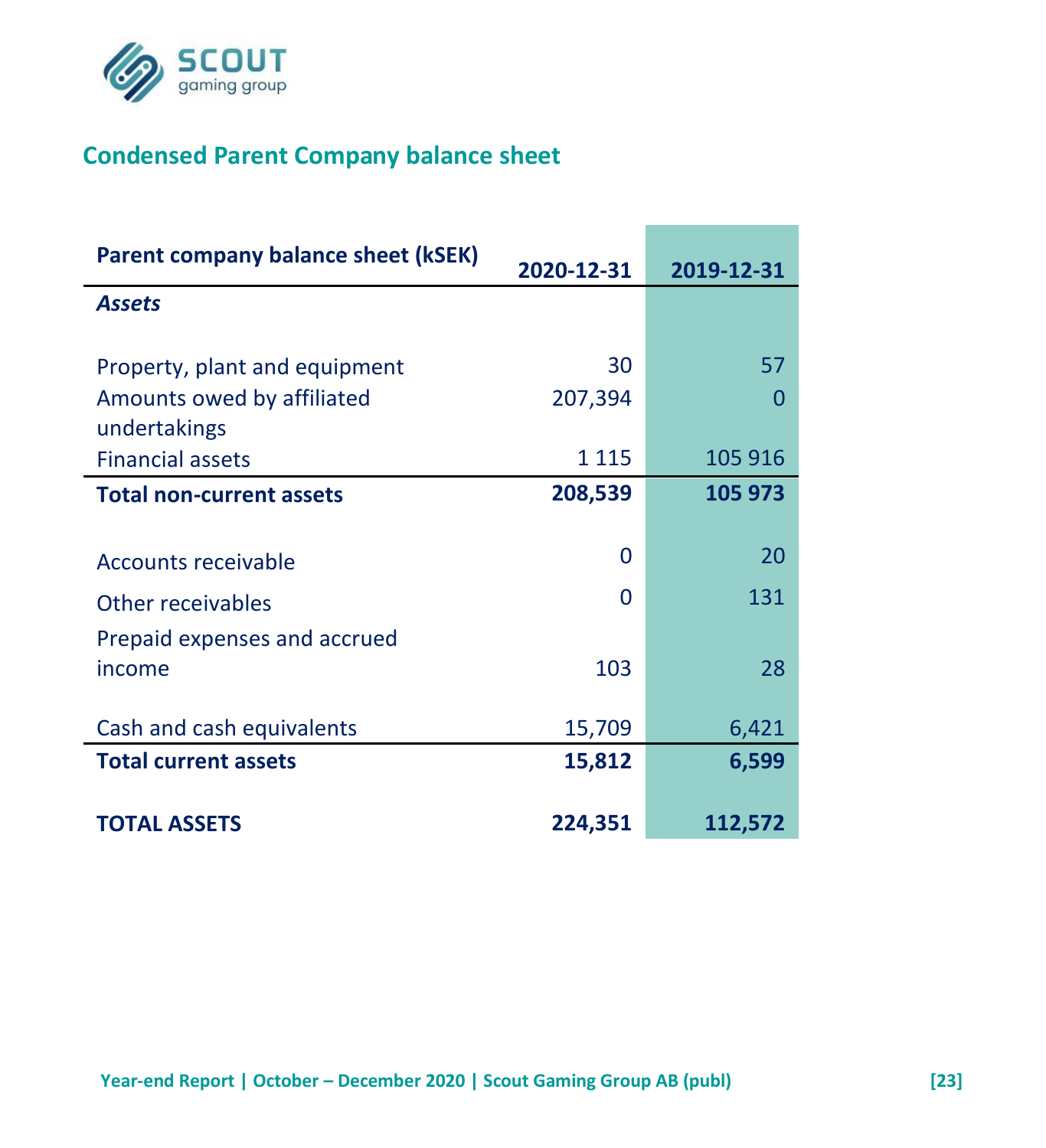## Condensed Parent Company balance sheet

| Parent company balance sheet (kSEK) | 2020-12-31 | 2019-12-31 |
|---|---|---|
| *Assets* | | |
| Property, plant and equipment | 30 | 57 |
| Amounts owed by affiliated undertakings | 207,394 | 0 |
| Financial assets | 1 115 | 105 916 |
| **Total non-current assets** | **208,539** | **105 973** |
| Accounts receivable | 0 | 20 |
| Other receivables | 0 | 131 |
| Prepaid expenses and accrued income | 103 | 28 |
| Cash and cash equivalents | 15,709 | 6,421 |
| **Total current assets** | **15,812** | **6,599** |
| **TOTAL ASSETS** | **224,351** | **112,572** |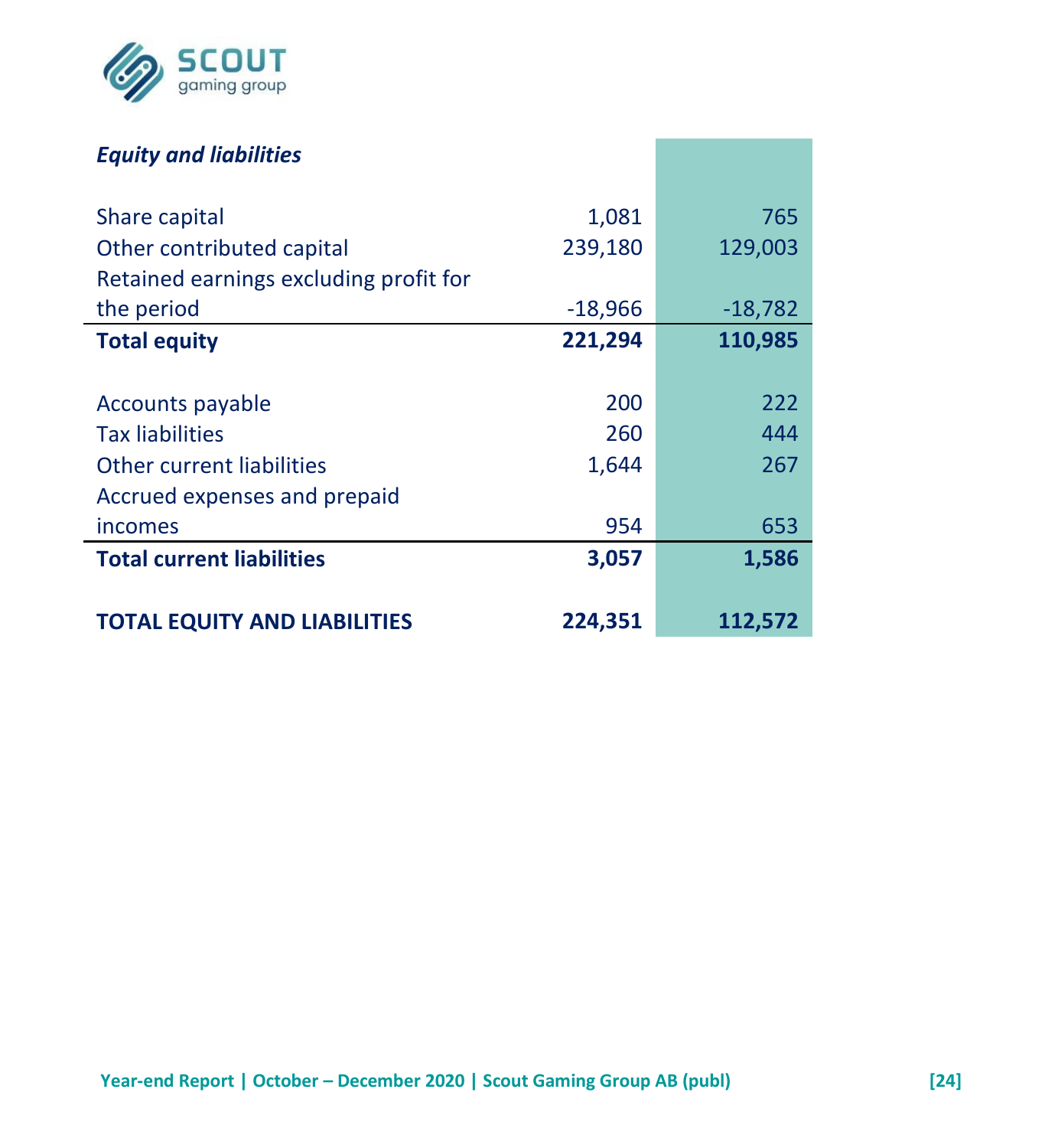| *Equity and liabilities* | | |
|---|---|---|
| Share capital | 1,081 | 765 |
| Other contributed capital | 239,180 | 129,003 |
| Retained earnings excluding profit for the period | -18,966 | -18,782 |
| **Total equity** | **221,294** | **110,985** |
| | | |
| Accounts payable | 200 | 222 |
| Tax liabilities | 260 | 444 |
| Other current liabilities | 1,644 | 267 |
| Accrued expenses and prepaid incomes | 954 | 653 |
| **Total current liabilities** | **3,057** | **1,586** |
| | | |
| **TOTAL EQUITY AND LIABILITIES** | **224,351** | **112,572** |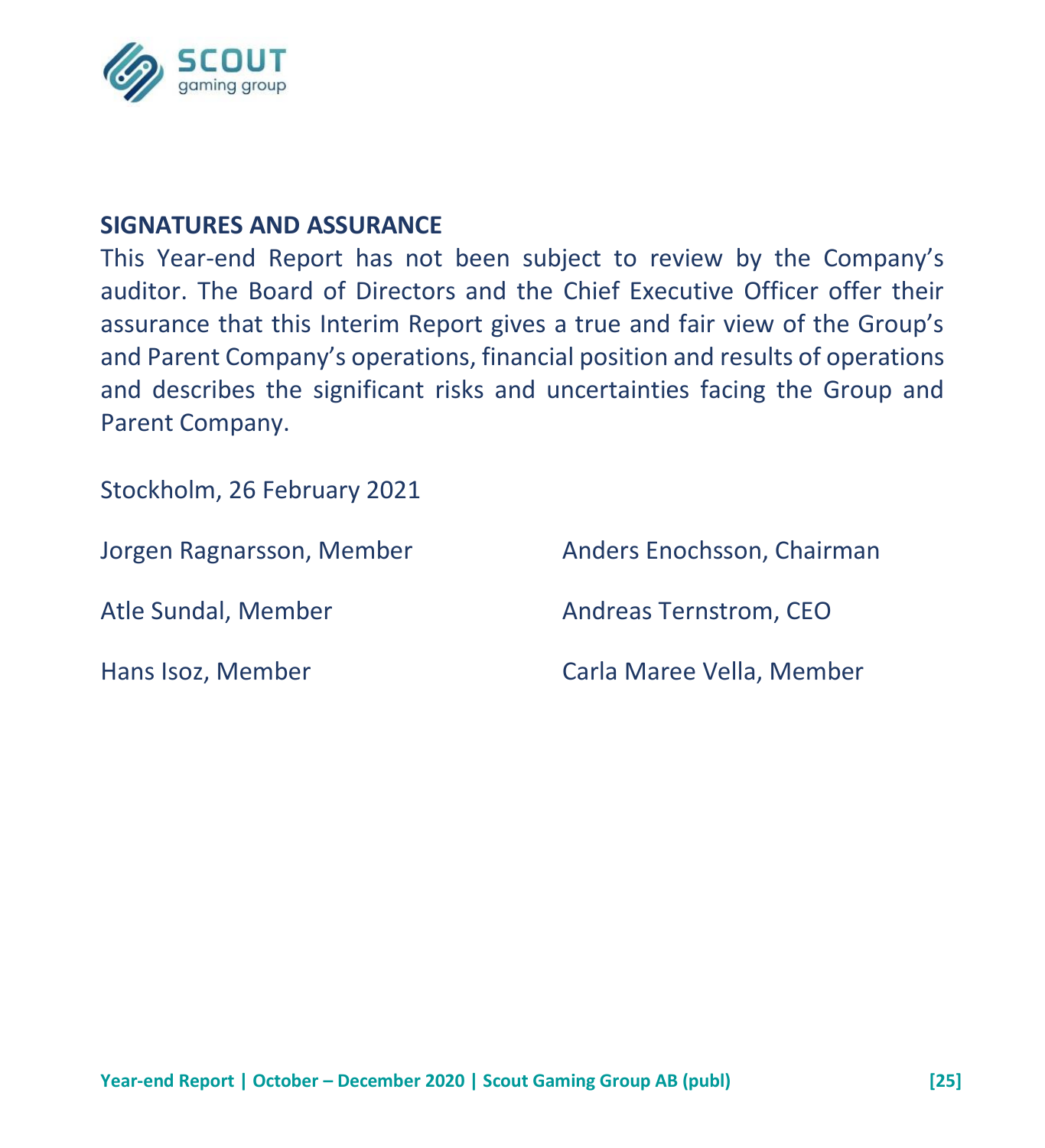## SIGNATURES AND ASSURANCE

This Year-end Report has not been subject to review by the Company's auditor. The Board of Directors and the Chief Executive Officer offer their assurance that this Interim Report gives a true and fair view of the Group's and Parent Company's operations, financial position and results of operations and describes the significant risks and uncertainties facing the Group and Parent Company.

Stockholm, 26 February 2021

Jorgen Ragnarsson, Member

Anders Enochsson, Chairman

Atle Sundal, Member

Andreas Ternstrom, CEO

Hans Isoz, Member

Carla Maree Vella, Member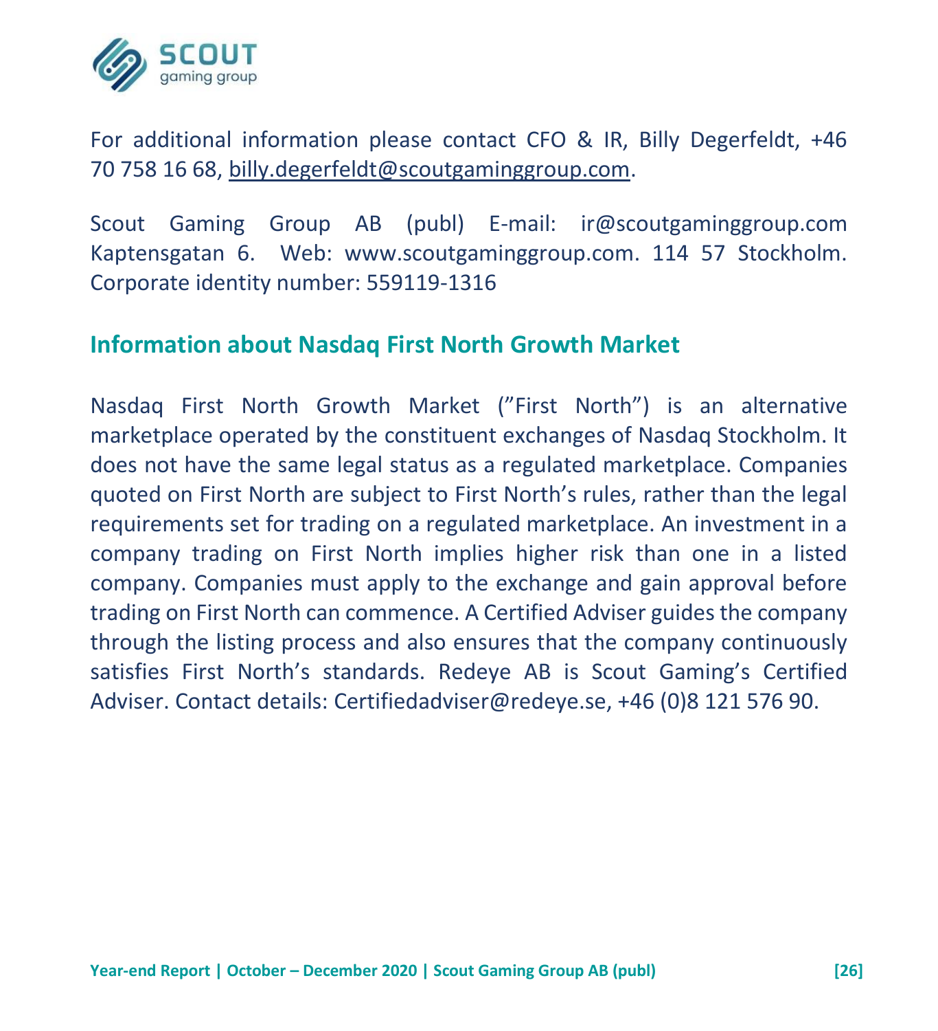For additional information please contact CFO & IR, Billy Degerfeldt, +46 70 758 16 68, billy.degerfeldt@scoutgaminggroup.com.

Scout Gaming Group AB (publ) E-mail: ir@scoutgaminggroup.com Kaptensgatan 6. Web: www.scoutgaminggroup.com. 114 57 Stockholm. Corporate identity number: 559119-1316

## Information about Nasdaq First North Growth Market

Nasdaq First North Growth Market (”First North”) is an alternative marketplace operated by the constituent exchanges of Nasdaq Stockholm. It does not have the same legal status as a regulated marketplace. Companies quoted on First North are subject to First North's rules, rather than the legal requirements set for trading on a regulated marketplace. An investment in a company trading on First North implies higher risk than one in a listed company. Companies must apply to the exchange and gain approval before trading on First North can commence. A Certified Adviser guides the company through the listing process and also ensures that the company continuously satisfies First North's standards. Redeye AB is Scout Gaming's Certified Adviser. Contact details: Certifiedadviser@redeye.se, +46 (0)8 121 576 90.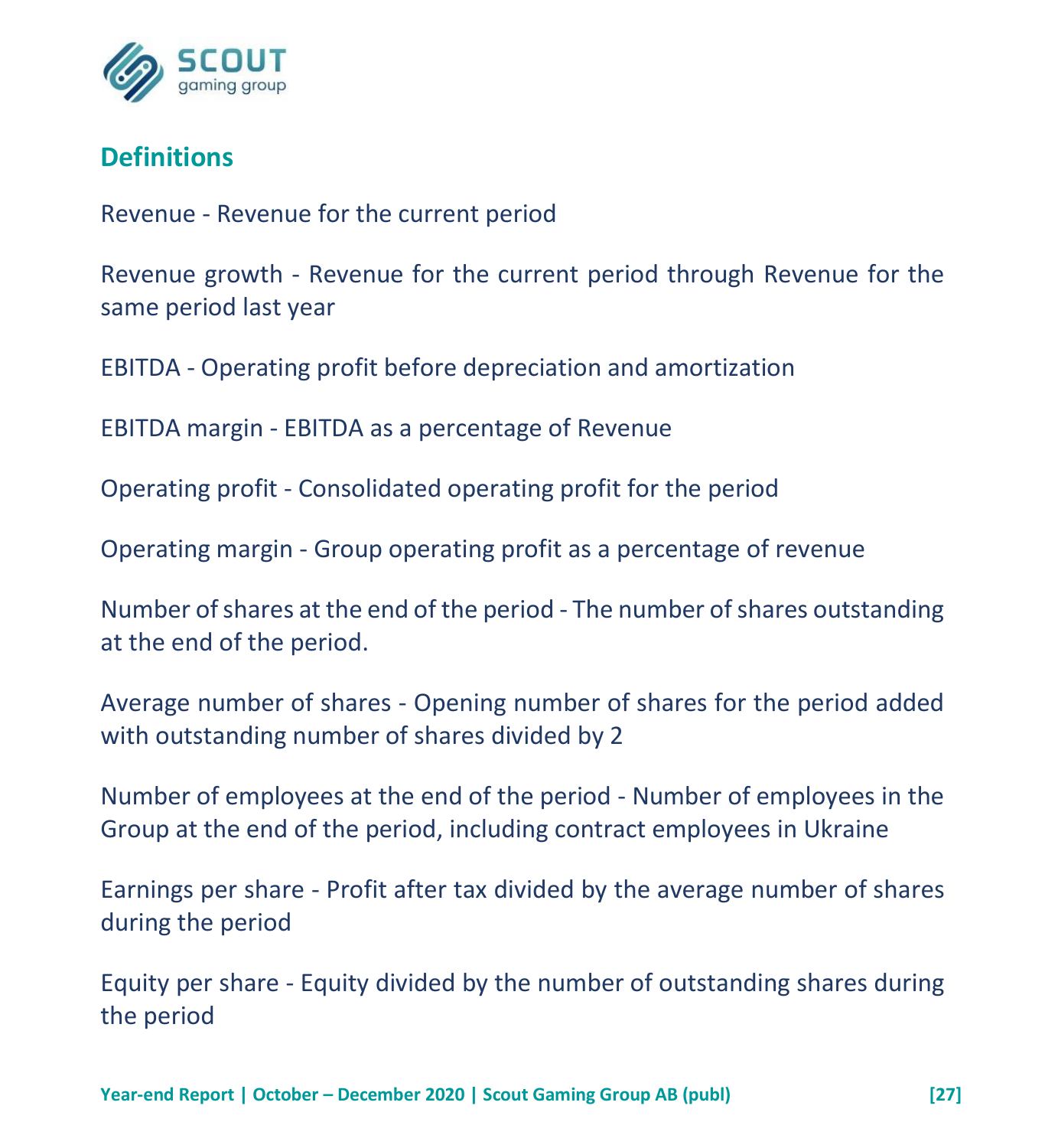## Definitions

Revenue - Revenue for the current period

Revenue growth - Revenue for the current period through Revenue for the same period last year

EBITDA - Operating profit before depreciation and amortization

EBITDA margin - EBITDA as a percentage of Revenue

Operating profit - Consolidated operating profit for the period

Operating margin - Group operating profit as a percentage of revenue

Number of shares at the end of the period - The number of shares outstanding at the end of the period.

Average number of shares - Opening number of shares for the period added with outstanding number of shares divided by 2

Number of employees at the end of the period - Number of employees in the Group at the end of the period, including contract employees in Ukraine

Earnings per share - Profit after tax divided by the average number of shares during the period

Equity per share - Equity divided by the number of outstanding shares during the period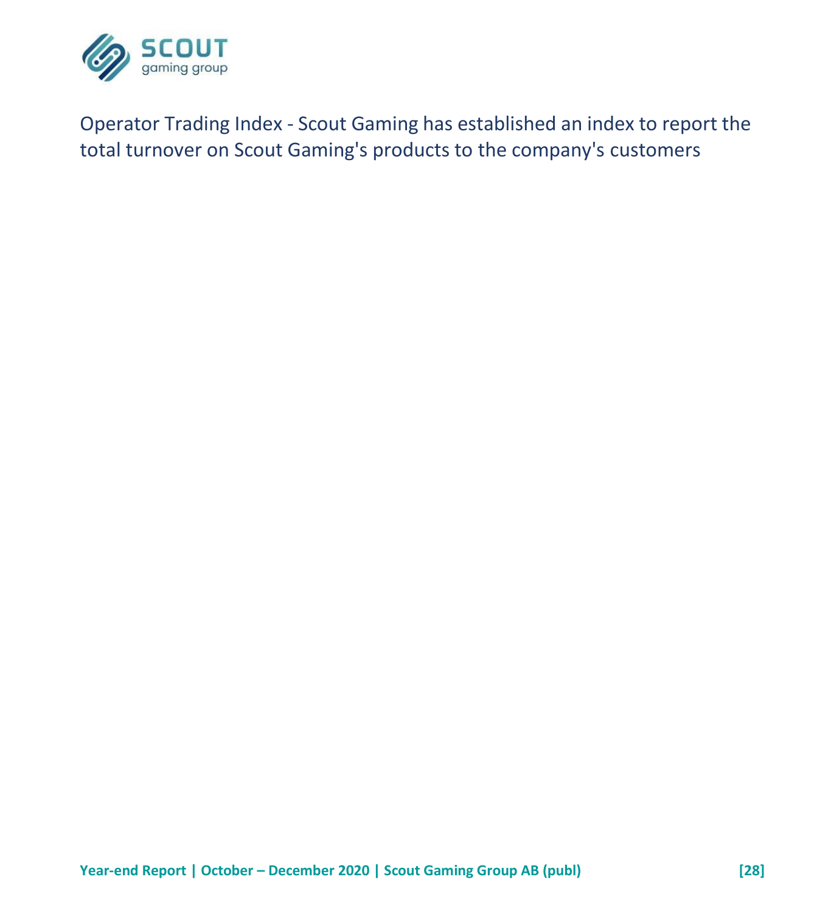Operator Trading Index - Scout Gaming has established an index to report the total turnover on Scout Gaming's products to the company's customers